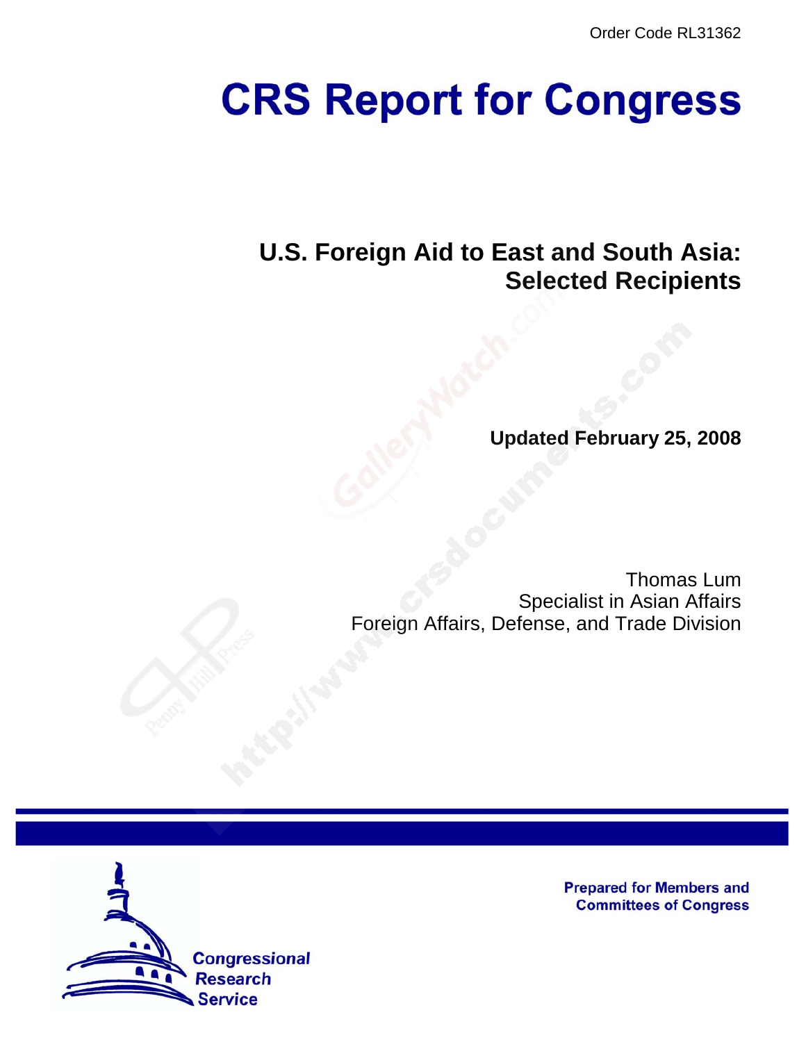Order Code RL31362

# CRS Report for Congress

## U.S. Foreign Aid to East and South Asia: Selected Recipients

**Updated February 25, 2008**

Thomas Lum
Specialist in Asian Affairs
Foreign Affairs, Defense, and Trade Division

Prepared for Members and Committees of Congress

Congressional Research Service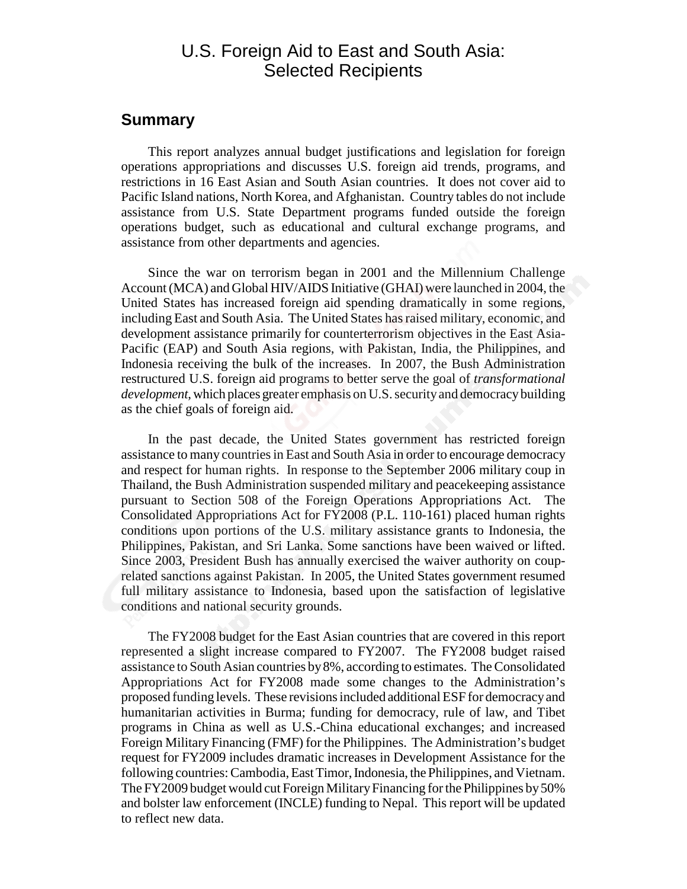# U.S. Foreign Aid to East and South Asia: Selected Recipients

## Summary

This report analyzes annual budget justifications and legislation for foreign operations appropriations and discusses U.S. foreign aid trends, programs, and restrictions in 16 East Asian and South Asian countries. It does not cover aid to Pacific Island nations, North Korea, and Afghanistan. Country tables do not include assistance from U.S. State Department programs funded outside the foreign operations budget, such as educational and cultural exchange programs, and assistance from other departments and agencies.

Since the war on terrorism began in 2001 and the Millennium Challenge Account (MCA) and Global HIV/AIDS Initiative (GHAI) were launched in 2004, the United States has increased foreign aid spending dramatically in some regions, including East and South Asia. The United States has raised military, economic, and development assistance primarily for counterterrorism objectives in the East Asia-Pacific (EAP) and South Asia regions, with Pakistan, India, the Philippines, and Indonesia receiving the bulk of the increases. In 2007, the Bush Administration restructured U.S. foreign aid programs to better serve the goal of *transformational development*, which places greater emphasis on U.S. security and democracy building as the chief goals of foreign aid.

In the past decade, the United States government has restricted foreign assistance to many countries in East and South Asia in order to encourage democracy and respect for human rights. In response to the September 2006 military coup in Thailand, the Bush Administration suspended military and peacekeeping assistance pursuant to Section 508 of the Foreign Operations Appropriations Act. The Consolidated Appropriations Act for FY2008 (P.L. 110-161) placed human rights conditions upon portions of the U.S. military assistance grants to Indonesia, the Philippines, Pakistan, and Sri Lanka. Some sanctions have been waived or lifted. Since 2003, President Bush has annually exercised the waiver authority on coup-related sanctions against Pakistan. In 2005, the United States government resumed full military assistance to Indonesia, based upon the satisfaction of legislative conditions and national security grounds.

The FY2008 budget for the East Asian countries that are covered in this report represented a slight increase compared to FY2007. The FY2008 budget raised assistance to South Asian countries by 8%, according to estimates. The Consolidated Appropriations Act for FY2008 made some changes to the Administration's proposed funding levels. These revisions included additional ESF for democracy and humanitarian activities in Burma; funding for democracy, rule of law, and Tibet programs in China as well as U.S.-China educational exchanges; and increased Foreign Military Financing (FMF) for the Philippines. The Administration's budget request for FY2009 includes dramatic increases in Development Assistance for the following countries: Cambodia, East Timor, Indonesia, the Philippines, and Vietnam. The FY2009 budget would cut Foreign Military Financing for the Philippines by 50% and bolster law enforcement (INCLE) funding to Nepal. This report will be updated to reflect new data.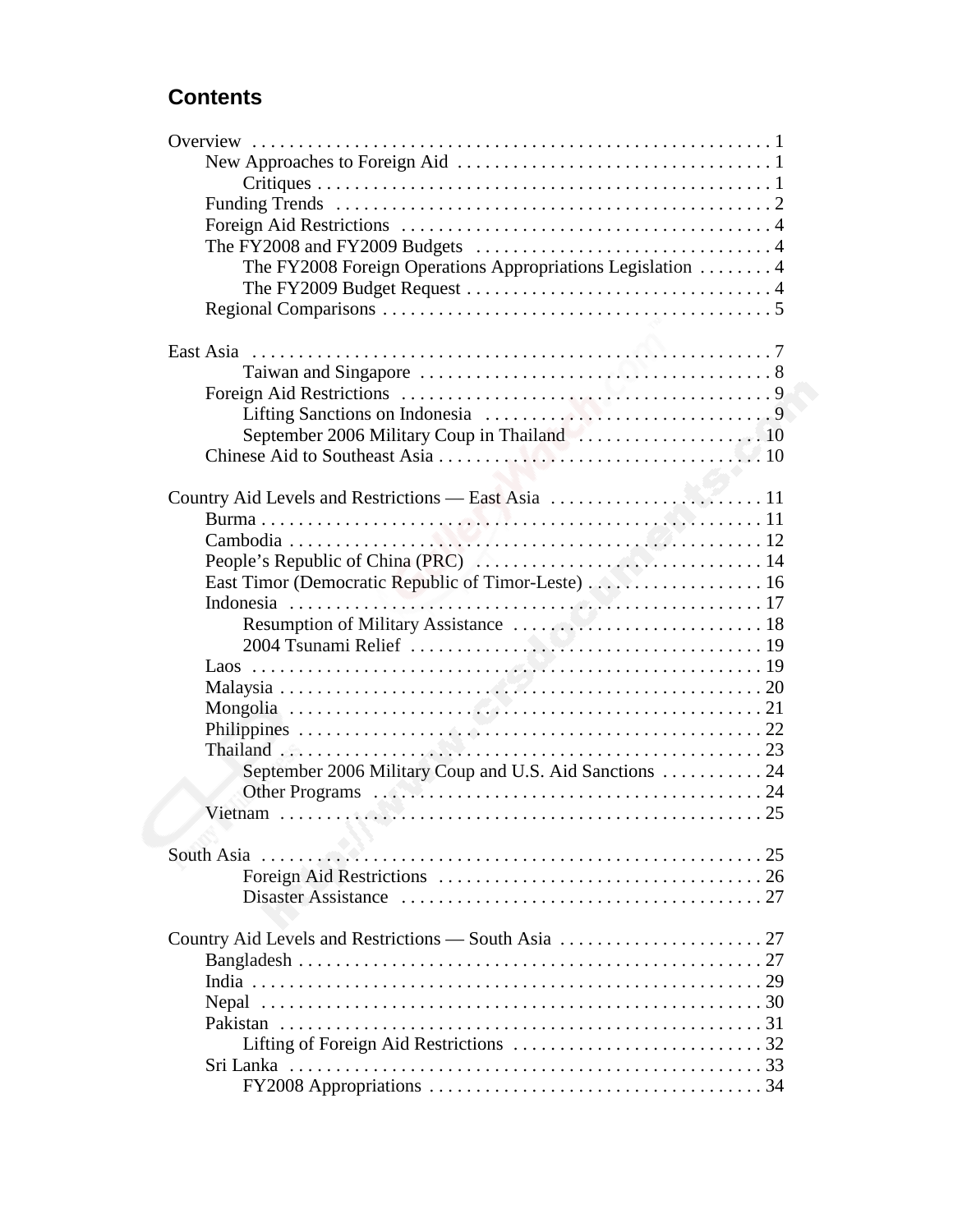# Contents

Overview . . . . . 1
- New Approaches to Foreign Aid . . . . . 1
  - Critiques . . . . . 1
- Funding Trends . . . . . 2
- Foreign Aid Restrictions . . . . . 4
- The FY2008 and FY2009 Budgets . . . . . 4
  - The FY2008 Foreign Operations Appropriations Legislation . . . . . 4
  - The FY2009 Budget Request . . . . . 4
- Regional Comparisons . . . . . 5

East Asia . . . . . 7
  - Taiwan and Singapore . . . . . 8
- Foreign Aid Restrictions . . . . . 9
  - Lifting Sanctions on Indonesia . . . . . 9
  - September 2006 Military Coup in Thailand . . . . . 10
- Chinese Aid to Southeast Asia . . . . . 10

Country Aid Levels and Restrictions — East Asia . . . . . 11
- Burma . . . . . 11
- Cambodia . . . . . 12
- People's Republic of China (PRC) . . . . . 14
- East Timor (Democratic Republic of Timor-Leste) . . . . . 16
- Indonesia . . . . . 17
  - Resumption of Military Assistance . . . . . 18
  - 2004 Tsunami Relief . . . . . 19
- Laos . . . . . 19
- Malaysia . . . . . 20
- Mongolia . . . . . 21
- Philippines . . . . . 22
- Thailand . . . . . 23
  - September 2006 Military Coup and U.S. Aid Sanctions . . . . . 24
  - Other Programs . . . . . 24
- Vietnam . . . . . 25

South Asia . . . . . 25
  - Foreign Aid Restrictions . . . . . 26
  - Disaster Assistance . . . . . 27

Country Aid Levels and Restrictions — South Asia . . . . . 27
- Bangladesh . . . . . 27
- India . . . . . 29
- Nepal . . . . . 30
- Pakistan . . . . . 31
  - Lifting of Foreign Aid Restrictions . . . . . 32
- Sri Lanka . . . . . 33
  - FY2008 Appropriations . . . . . 34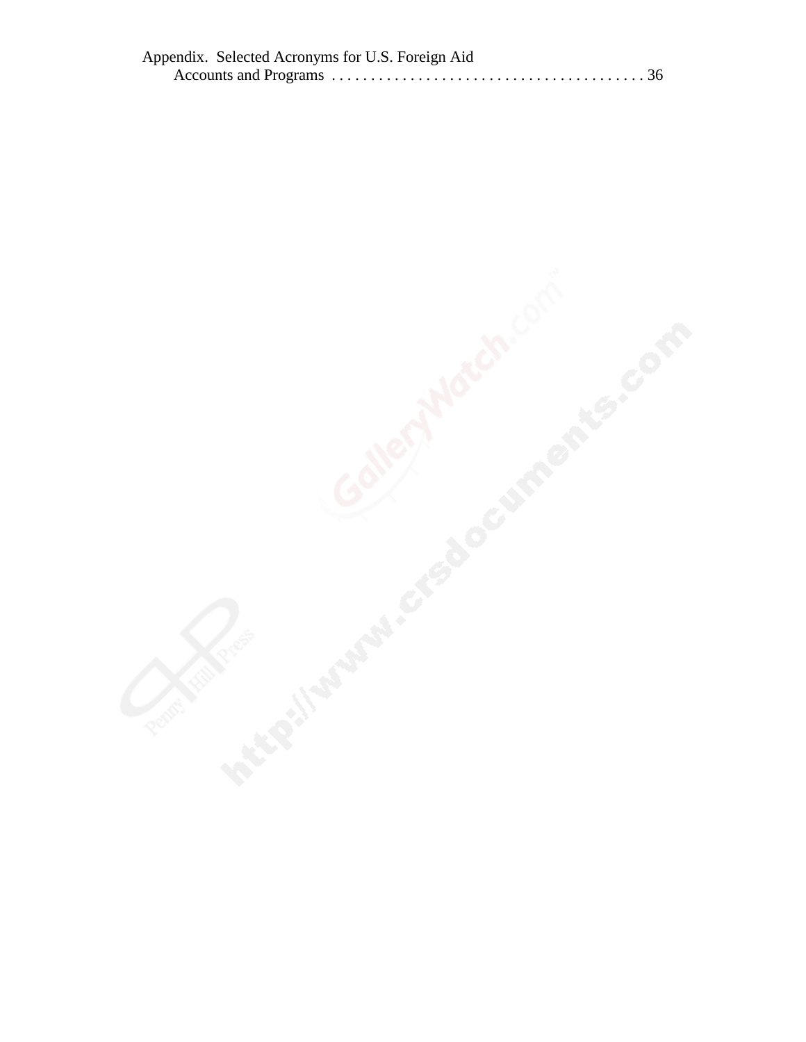Appendix. Selected Acronyms for U.S. Foreign Aid Accounts and Programs . . . . . . . . . . . . . . . . . . . . . . . . . . . . . . . . . . . . . . . . 36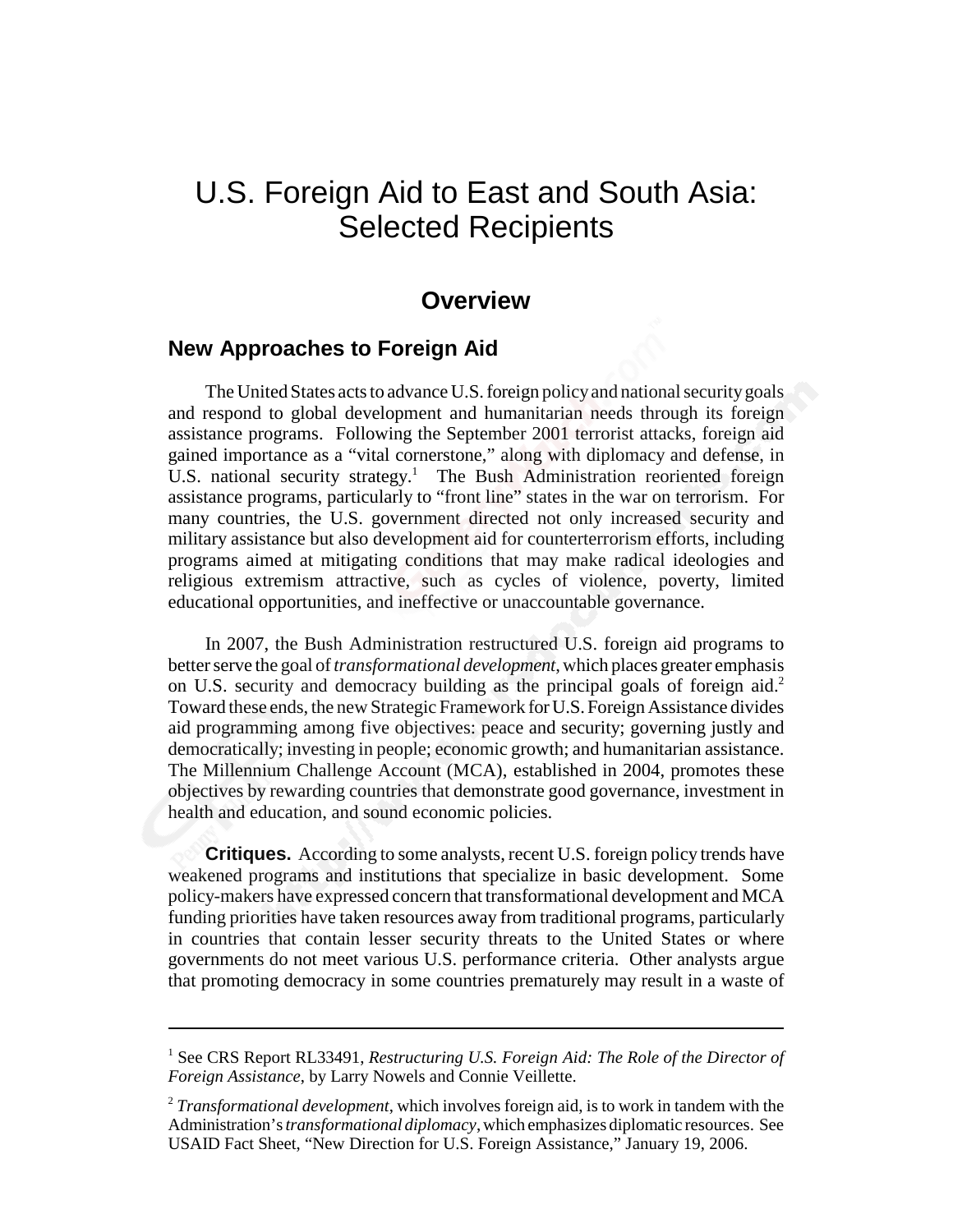# U.S. Foreign Aid to East and South Asia: Selected Recipients

## Overview

### New Approaches to Foreign Aid

The United States acts to advance U.S. foreign policy and national security goals and respond to global development and humanitarian needs through its foreign assistance programs. Following the September 2001 terrorist attacks, foreign aid gained importance as a "vital cornerstone," along with diplomacy and defense, in U.S. national security strategy.[1] The Bush Administration reoriented foreign assistance programs, particularly to "front line" states in the war on terrorism. For many countries, the U.S. government directed not only increased security and military assistance but also development aid for counterterrorism efforts, including programs aimed at mitigating conditions that may make radical ideologies and religious extremism attractive, such as cycles of violence, poverty, limited educational opportunities, and ineffective or unaccountable governance.

In 2007, the Bush Administration restructured U.S. foreign aid programs to better serve the goal of *transformational development*, which places greater emphasis on U.S. security and democracy building as the principal goals of foreign aid.[2] Toward these ends, the new Strategic Framework for U.S. Foreign Assistance divides aid programming among five objectives: peace and security; governing justly and democratically; investing in people; economic growth; and humanitarian assistance. The Millennium Challenge Account (MCA), established in 2004, promotes these objectives by rewarding countries that demonstrate good governance, investment in health and education, and sound economic policies.

**Critiques.** According to some analysts, recent U.S. foreign policy trends have weakened programs and institutions that specialize in basic development. Some policy-makers have expressed concern that transformational development and MCA funding priorities have taken resources away from traditional programs, particularly in countries that contain lesser security threats to the United States or where governments do not meet various U.S. performance criteria. Other analysts argue that promoting democracy in some countries prematurely may result in a waste of

---

[1] See CRS Report RL33491, *Restructuring U.S. Foreign Aid: The Role of the Director of Foreign Assistance*, by Larry Nowels and Connie Veillette.

[2] *Transformational development*, which involves foreign aid, is to work in tandem with the Administration's *transformational diplomacy*, which emphasizes diplomatic resources. See USAID Fact Sheet, "New Direction for U.S. Foreign Assistance," January 19, 2006.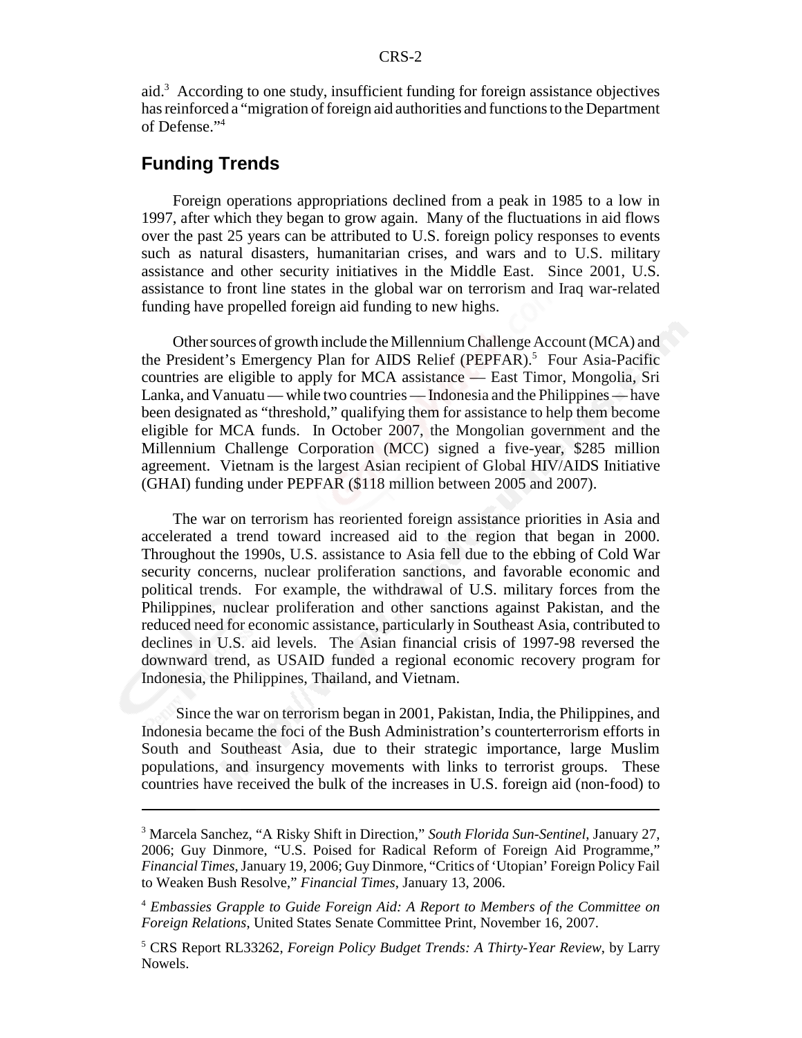aid.[3] According to one study, insufficient funding for foreign assistance objectives has reinforced a "migration of foreign aid authorities and functions to the Department of Defense."[4]

## Funding Trends

Foreign operations appropriations declined from a peak in 1985 to a low in 1997, after which they began to grow again. Many of the fluctuations in aid flows over the past 25 years can be attributed to U.S. foreign policy responses to events such as natural disasters, humanitarian crises, and wars and to U.S. military assistance and other security initiatives in the Middle East. Since 2001, U.S. assistance to front line states in the global war on terrorism and Iraq war-related funding have propelled foreign aid funding to new highs.

Other sources of growth include the Millennium Challenge Account (MCA) and the President's Emergency Plan for AIDS Relief (PEPFAR).[5] Four Asia-Pacific countries are eligible to apply for MCA assistance — East Timor, Mongolia, Sri Lanka, and Vanuatu — while two countries — Indonesia and the Philippines — have been designated as "threshold," qualifying them for assistance to help them become eligible for MCA funds. In October 2007, the Mongolian government and the Millennium Challenge Corporation (MCC) signed a five-year, $285 million agreement. Vietnam is the largest Asian recipient of Global HIV/AIDS Initiative (GHAI) funding under PEPFAR ($118 million between 2005 and 2007).

The war on terrorism has reoriented foreign assistance priorities in Asia and accelerated a trend toward increased aid to the region that began in 2000. Throughout the 1990s, U.S. assistance to Asia fell due to the ebbing of Cold War security concerns, nuclear proliferation sanctions, and favorable economic and political trends. For example, the withdrawal of U.S. military forces from the Philippines, nuclear proliferation and other sanctions against Pakistan, and the reduced need for economic assistance, particularly in Southeast Asia, contributed to declines in U.S. aid levels. The Asian financial crisis of 1997-98 reversed the downward trend, as USAID funded a regional economic recovery program for Indonesia, the Philippines, Thailand, and Vietnam.

Since the war on terrorism began in 2001, Pakistan, India, the Philippines, and Indonesia became the foci of the Bush Administration's counterterrorism efforts in South and Southeast Asia, due to their strategic importance, large Muslim populations, and insurgency movements with links to terrorist groups. These countries have received the bulk of the increases in U.S. foreign aid (non-food) to

---

[3] Marcela Sanchez, "A Risky Shift in Direction," *South Florida Sun-Sentinel*, January 27, 2006; Guy Dinmore, "U.S. Poised for Radical Reform of Foreign Aid Programme," *Financial Times*, January 19, 2006; Guy Dinmore, "Critics of 'Utopian' Foreign Policy Fail to Weaken Bush Resolve," *Financial Times*, January 13, 2006.

[4] *Embassies Grapple to Guide Foreign Aid: A Report to Members of the Committee on Foreign Relations*, United States Senate Committee Print, November 16, 2007.

[5] CRS Report RL33262, *Foreign Policy Budget Trends: A Thirty-Year Review*, by Larry Nowels.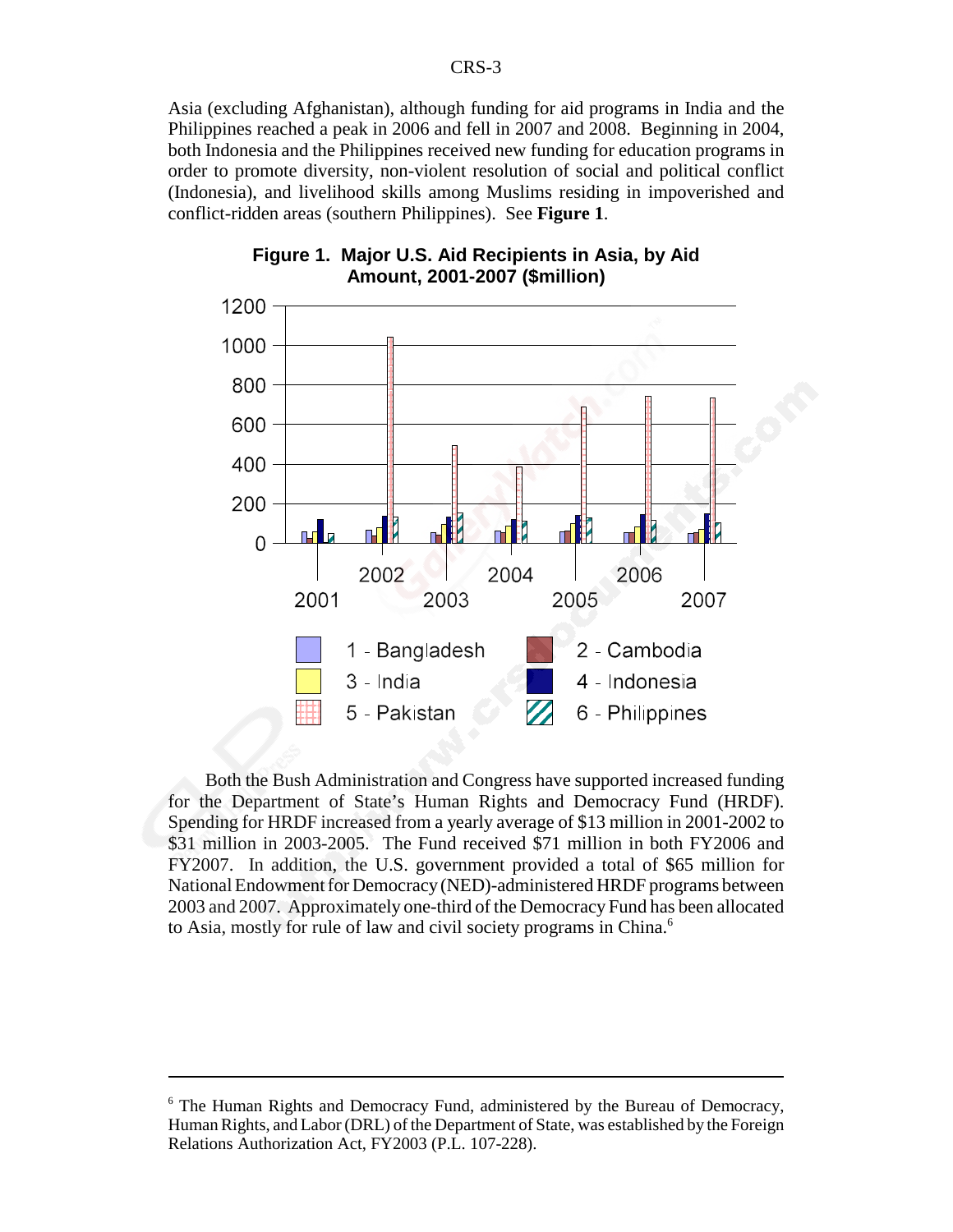Asia (excluding Afghanistan), although funding for aid programs in India and the Philippines reached a peak in 2006 and fell in 2007 and 2008. Beginning in 2004, both Indonesia and the Philippines received new funding for education programs in order to promote diversity, non-violent resolution of social and political conflict (Indonesia), and livelihood skills among Muslims residing in impoverished and conflict-ridden areas (southern Philippines). See **Figure 1**.

**Figure 1. Major U.S. Aid Recipients in Asia, by Aid Amount, 2001-2007 ($million)**

Both the Bush Administration and Congress have supported increased funding for the Department of State's Human Rights and Democracy Fund (HRDF). Spending for HRDF increased from a yearly average of $13 million in 2001-2002 to $31 million in 2003-2005. The Fund received $71 million in both FY2006 and FY2007. In addition, the U.S. government provided a total of $65 million for National Endowment for Democracy (NED)-administered HRDF programs between 2003 and 2007. Approximately one-third of the Democracy Fund has been allocated to Asia, mostly for rule of law and civil society programs in China.[6]

---

[6] The Human Rights and Democracy Fund, administered by the Bureau of Democracy, Human Rights, and Labor (DRL) of the Department of State, was established by the Foreign Relations Authorization Act, FY2003 (P.L. 107-228).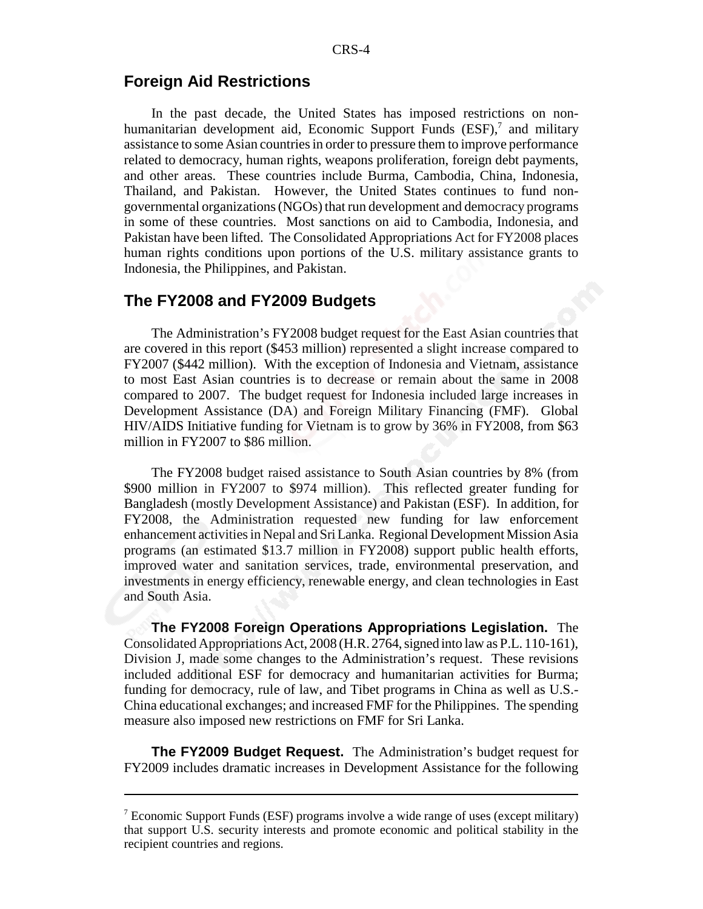## Foreign Aid Restrictions

In the past decade, the United States has imposed restrictions on non-humanitarian development aid, Economic Support Funds (ESF),[7] and military assistance to some Asian countries in order to pressure them to improve performance related to democracy, human rights, weapons proliferation, foreign debt payments, and other areas. These countries include Burma, Cambodia, China, Indonesia, Thailand, and Pakistan. However, the United States continues to fund non-governmental organizations (NGOs) that run development and democracy programs in some of these countries. Most sanctions on aid to Cambodia, Indonesia, and Pakistan have been lifted. The Consolidated Appropriations Act for FY2008 places human rights conditions upon portions of the U.S. military assistance grants to Indonesia, the Philippines, and Pakistan.

## The FY2008 and FY2009 Budgets

The Administration's FY2008 budget request for the East Asian countries that are covered in this report ($453 million) represented a slight increase compared to FY2007 ($442 million). With the exception of Indonesia and Vietnam, assistance to most East Asian countries is to decrease or remain about the same in 2008 compared to 2007. The budget request for Indonesia included large increases in Development Assistance (DA) and Foreign Military Financing (FMF). Global HIV/AIDS Initiative funding for Vietnam is to grow by 36% in FY2008, from $63 million in FY2007 to $86 million.

The FY2008 budget raised assistance to South Asian countries by 8% (from $900 million in FY2007 to $974 million). This reflected greater funding for Bangladesh (mostly Development Assistance) and Pakistan (ESF). In addition, for FY2008, the Administration requested new funding for law enforcement enhancement activities in Nepal and Sri Lanka. Regional Development Mission Asia programs (an estimated $13.7 million in FY2008) support public health efforts, improved water and sanitation services, trade, environmental preservation, and investments in energy efficiency, renewable energy, and clean technologies in East and South Asia.

**The FY2008 Foreign Operations Appropriations Legislation.** The Consolidated Appropriations Act, 2008 (H.R. 2764, signed into law as P.L. 110-161), Division J, made some changes to the Administration's request. These revisions included additional ESF for democracy and humanitarian activities for Burma; funding for democracy, rule of law, and Tibet programs in China as well as U.S.-China educational exchanges; and increased FMF for the Philippines. The spending measure also imposed new restrictions on FMF for Sri Lanka.

**The FY2009 Budget Request.** The Administration's budget request for FY2009 includes dramatic increases in Development Assistance for the following

[7] Economic Support Funds (ESF) programs involve a wide range of uses (except military) that support U.S. security interests and promote economic and political stability in the recipient countries and regions.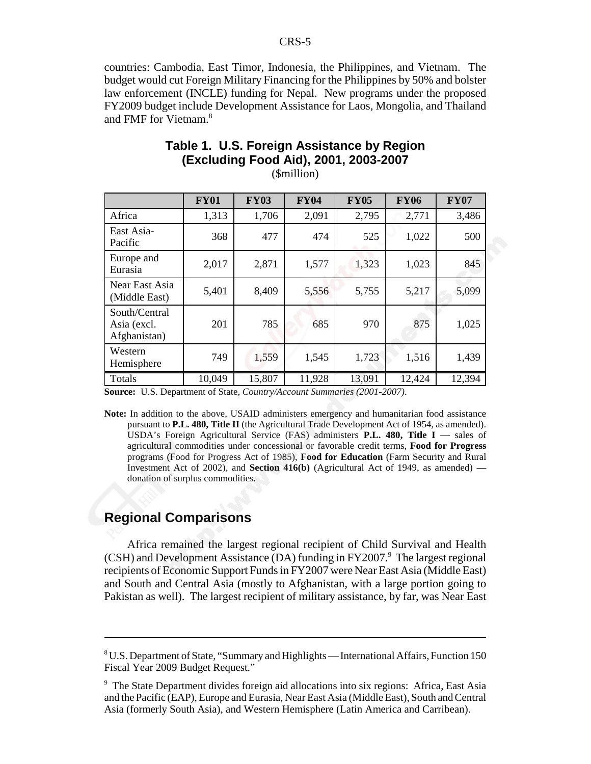countries: Cambodia, East Timor, Indonesia, the Philippines, and Vietnam. The budget would cut Foreign Military Financing for the Philippines by 50% and bolster law enforcement (INCLE) funding for Nepal. New programs under the proposed FY2009 budget include Development Assistance for Laos, Mongolia, and Thailand and FMF for Vietnam.[8]

**Table 1. U.S. Foreign Assistance by Region (Excluding Food Aid), 2001, 2003-2007**
(\$million)

| | FY01 | FY03 | FY04 | FY05 | FY06 | FY07 |
|---|---|---|---|---|---|---|
| Africa | 1,313 | 1,706 | 2,091 | 2,795 | 2,771 | 3,486 |
| East Asia-Pacific | 368 | 477 | 474 | 525 | 1,022 | 500 |
| Europe and Eurasia | 2,017 | 2,871 | 1,577 | 1,323 | 1,023 | 845 |
| Near East Asia (Middle East) | 5,401 | 8,409 | 5,556 | 5,755 | 5,217 | 5,099 |
| South/Central Asia (excl. Afghanistan) | 201 | 785 | 685 | 970 | 875 | 1,025 |
| Western Hemisphere | 749 | 1,559 | 1,545 | 1,723 | 1,516 | 1,439 |
| Totals | 10,049 | 15,807 | 11,928 | 13,091 | 12,424 | 12,394 |

**Source:** U.S. Department of State, *Country/Account Summaries (2001-2007)*.

**Note:** In addition to the above, USAID administers emergency and humanitarian food assistance pursuant to **P.L. 480, Title II** (the Agricultural Trade Development Act of 1954, as amended). USDA's Foreign Agricultural Service (FAS) administers **P.L. 480, Title I** — sales of agricultural commodities under concessional or favorable credit terms, **Food for Progress** programs (Food for Progress Act of 1985), **Food for Education** (Farm Security and Rural Investment Act of 2002), and **Section 416(b)** (Agricultural Act of 1949, as amended) — donation of surplus commodities.

## Regional Comparisons

Africa remained the largest regional recipient of Child Survival and Health (CSH) and Development Assistance (DA) funding in FY2007.[9] The largest regional recipients of Economic Support Funds in FY2007 were Near East Asia (Middle East) and South and Central Asia (mostly to Afghanistan, with a large portion going to Pakistan as well). The largest recipient of military assistance, by far, was Near East

---

[8] U.S. Department of State, "Summary and Highlights — International Affairs, Function 150 Fiscal Year 2009 Budget Request."

[9] The State Department divides foreign aid allocations into six regions: Africa, East Asia and the Pacific (EAP), Europe and Eurasia, Near East Asia (Middle East), South and Central Asia (formerly South Asia), and Western Hemisphere (Latin America and Carribean).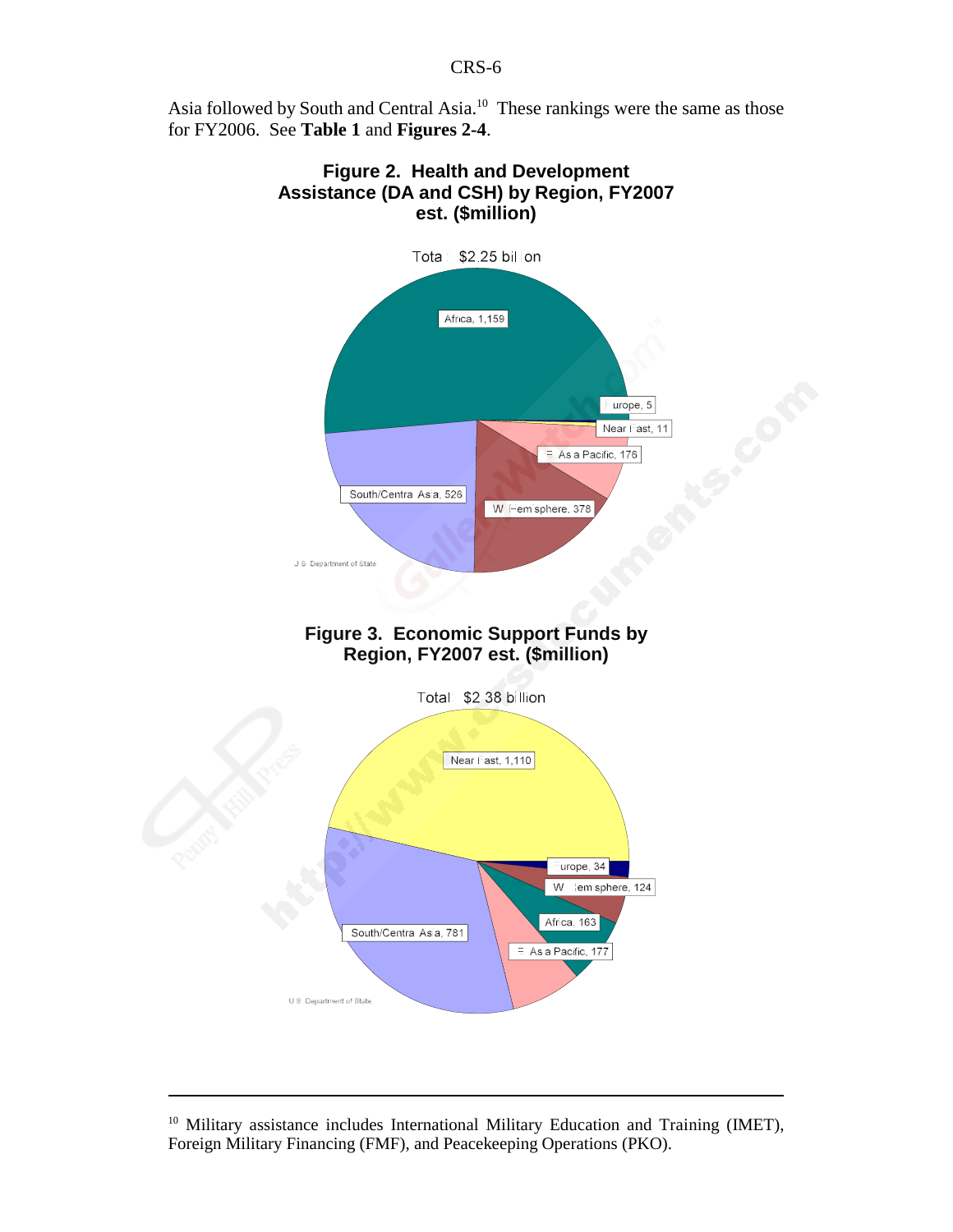Asia followed by South and Central Asia.[10] These rankings were the same as those for FY2006. See **Table 1** and **Figures 2-4**.

**Figure 2. Health and Development Assistance (DA and CSH) by Region, FY2007 est. ($million)**

Total: $2.25 billion

Africa, 1,159
Europe, 5
Near East, 11
E Asia Pacific, 176
W Hemisphere, 378
South/Central Asia, 526

U.S. Department of State

**Figure 3. Economic Support Funds by Region, FY2007 est. ($million)**

Total: $2.38 billion

Near East, 1,110
Europe, 34
W Hemisphere, 124
Africa, 163
E Asia Pacific, 177
South/Central Asia, 781

U.S. Department of State

---

[10] Military assistance includes International Military Education and Training (IMET), Foreign Military Financing (FMF), and Peacekeeping Operations (PKO).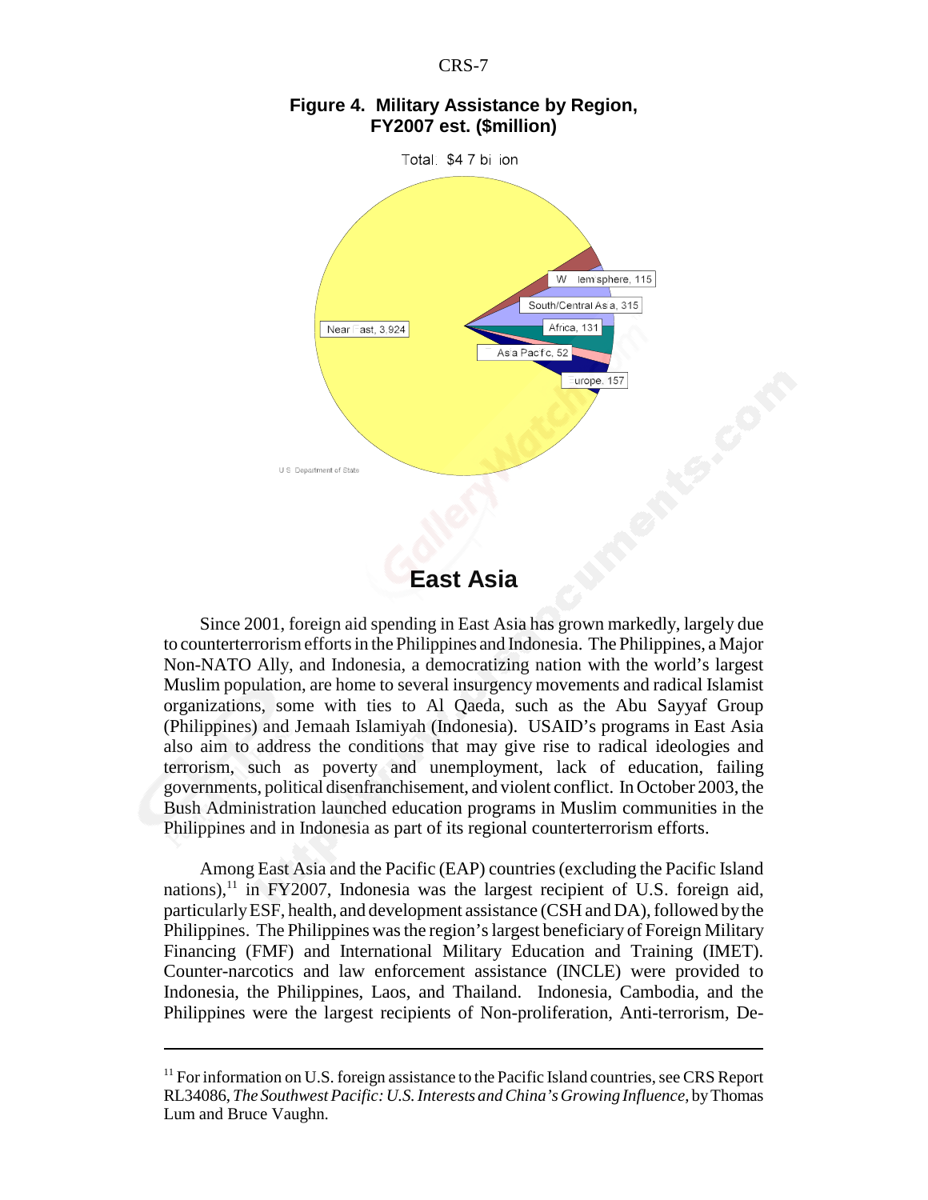**Figure 4. Military Assistance by Region, FY2007 est. ($million)**

Total: $4.7 billion

Near East, 3,924

W. Hemisphere, 115

South/Central Asia, 315

Africa, 131

E. Asia Pacific, 52

Europe, 157

U.S. Department of State

## East Asia

Since 2001, foreign aid spending in East Asia has grown markedly, largely due to counterterrorism efforts in the Philippines and Indonesia. The Philippines, a Major Non-NATO Ally, and Indonesia, a democratizing nation with the world's largest Muslim population, are home to several insurgency movements and radical Islamist organizations, some with ties to Al Qaeda, such as the Abu Sayyaf Group (Philippines) and Jemaah Islamiyah (Indonesia). USAID's programs in East Asia also aim to address the conditions that may give rise to radical ideologies and terrorism, such as poverty and unemployment, lack of education, failing governments, political disenfranchisement, and violent conflict. In October 2003, the Bush Administration launched education programs in Muslim communities in the Philippines and in Indonesia as part of its regional counterterrorism efforts.

Among East Asia and the Pacific (EAP) countries (excluding the Pacific Island nations),[11] in FY2007, Indonesia was the largest recipient of U.S. foreign aid, particularly ESF, health, and development assistance (CSH and DA), followed by the Philippines. The Philippines was the region's largest beneficiary of Foreign Military Financing (FMF) and International Military Education and Training (IMET). Counter-narcotics and law enforcement assistance (INCLE) were provided to Indonesia, the Philippines, Laos, and Thailand. Indonesia, Cambodia, and the Philippines were the largest recipients of Non-proliferation, Anti-terrorism, De-

[11] For information on U.S. foreign assistance to the Pacific Island countries, see CRS Report RL34086, *The Southwest Pacific: U.S. Interests and China's Growing Influence*, by Thomas Lum and Bruce Vaughn.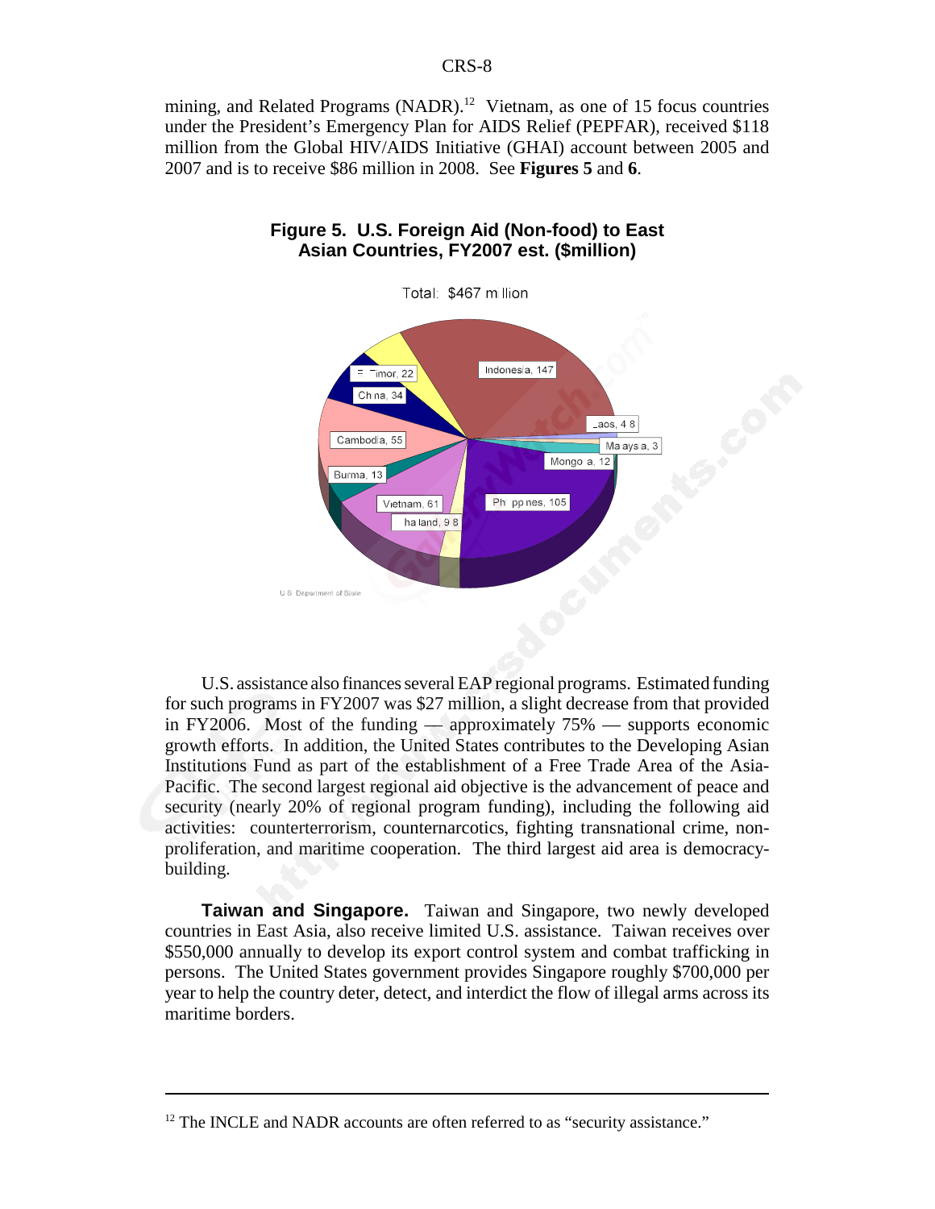mining, and Related Programs (NADR).[12] Vietnam, as one of 15 focus countries under the President's Emergency Plan for AIDS Relief (PEPFAR), received $118 million from the Global HIV/AIDS Initiative (GHAI) account between 2005 and 2007 and is to receive $86 million in 2008. See **Figures 5** and **6**.

**Figure 5. U.S. Foreign Aid (Non-food) to East Asian Countries, FY2007 est. ($million)**

Total: $467 million

E. Timor, 22; China, 34; Cambodia, 55; Burma, 13; Vietnam, 61; Thailand, 9.8; Philippines, 105; Mongolia, 12; Malaysia, 3; Laos, 4.8; Indonesia, 147

U.S. Department of State

U.S. assistance also finances several EAP regional programs. Estimated funding for such programs in FY2007 was $27 million, a slight decrease from that provided in FY2006. Most of the funding — approximately 75% — supports economic growth efforts. In addition, the United States contributes to the Developing Asian Institutions Fund as part of the establishment of a Free Trade Area of the Asia-Pacific. The second largest regional aid objective is the advancement of peace and security (nearly 20% of regional program funding), including the following aid activities: counterterrorism, counternarcotics, fighting transnational crime, non-proliferation, and maritime cooperation. The third largest aid area is democracy-building.

**Taiwan and Singapore.** Taiwan and Singapore, two newly developed countries in East Asia, also receive limited U.S. assistance. Taiwan receives over $550,000 annually to develop its export control system and combat trafficking in persons. The United States government provides Singapore roughly $700,000 per year to help the country deter, detect, and interdict the flow of illegal arms across its maritime borders.

---

[12] The INCLE and NADR accounts are often referred to as "security assistance."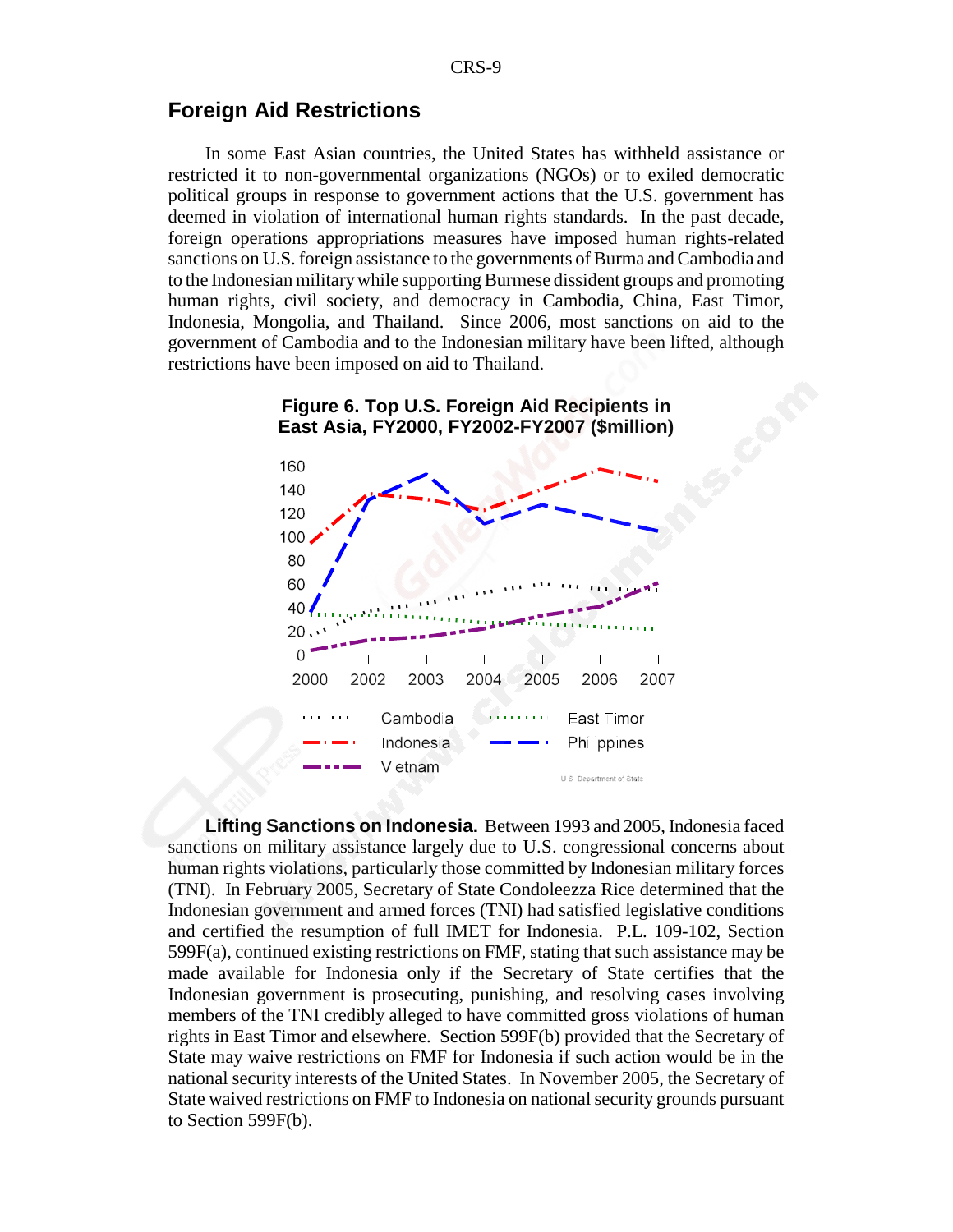## Foreign Aid Restrictions

In some East Asian countries, the United States has withheld assistance or restricted it to non-governmental organizations (NGOs) or to exiled democratic political groups in response to government actions that the U.S. government has deemed in violation of international human rights standards. In the past decade, foreign operations appropriations measures have imposed human rights-related sanctions on U.S. foreign assistance to the governments of Burma and Cambodia and to the Indonesian military while supporting Burmese dissident groups and promoting human rights, civil society, and democracy in Cambodia, China, East Timor, Indonesia, Mongolia, and Thailand. Since 2006, most sanctions on aid to the government of Cambodia and to the Indonesian military have been lifted, although restrictions have been imposed on aid to Thailand.

**Figure 6. Top U.S. Foreign Aid Recipients in East Asia, FY2000, FY2002-FY2007 ($million)**

U.S. Department of State

**Lifting Sanctions on Indonesia.** Between 1993 and 2005, Indonesia faced sanctions on military assistance largely due to U.S. congressional concerns about human rights violations, particularly those committed by Indonesian military forces (TNI). In February 2005, Secretary of State Condoleezza Rice determined that the Indonesian government and armed forces (TNI) had satisfied legislative conditions and certified the resumption of full IMET for Indonesia. P.L. 109-102, Section 599F(a), continued existing restrictions on FMF, stating that such assistance may be made available for Indonesia only if the Secretary of State certifies that the Indonesian government is prosecuting, punishing, and resolving cases involving members of the TNI credibly alleged to have committed gross violations of human rights in East Timor and elsewhere. Section 599F(b) provided that the Secretary of State may waive restrictions on FMF for Indonesia if such action would be in the national security interests of the United States. In November 2005, the Secretary of State waived restrictions on FMF to Indonesia on national security grounds pursuant to Section 599F(b).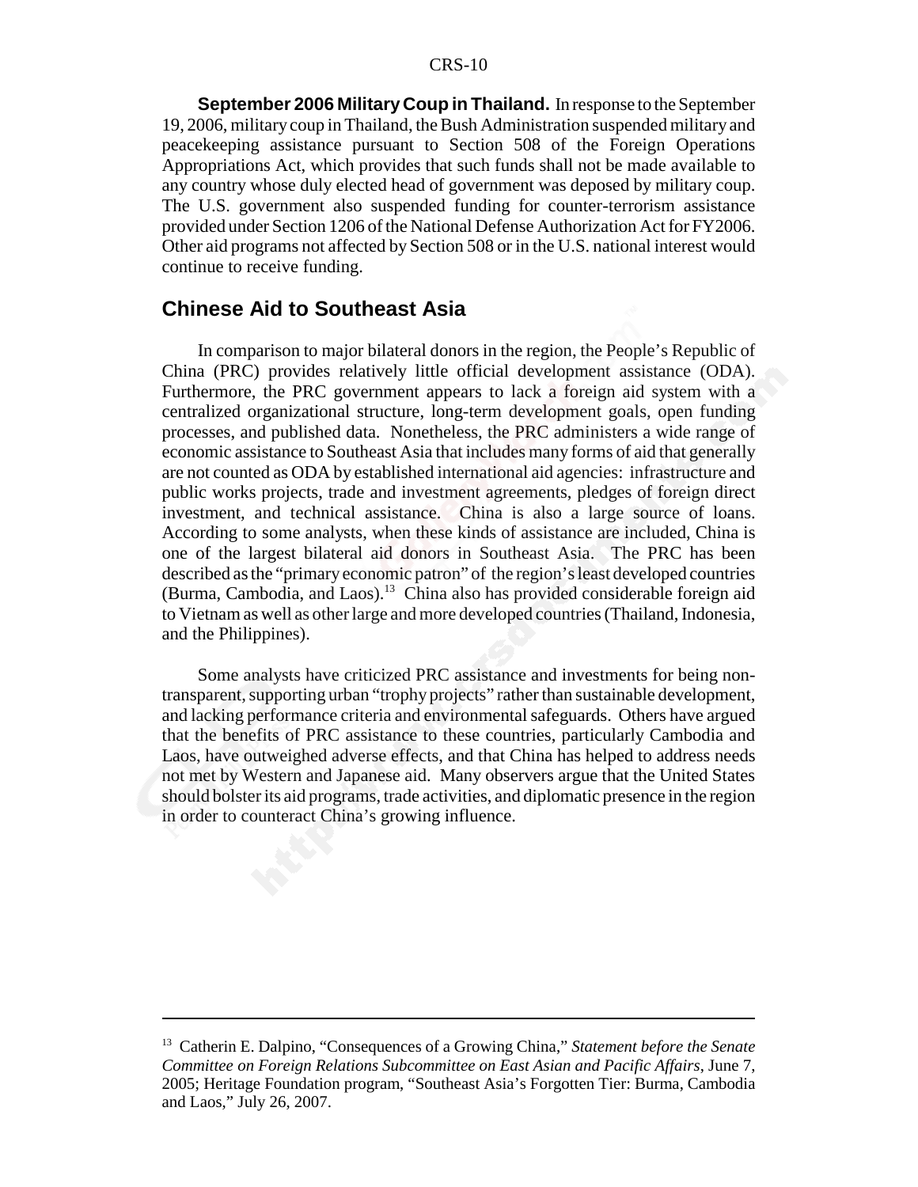**September 2006 Military Coup in Thailand.** In response to the September 19, 2006, military coup in Thailand, the Bush Administration suspended military and peacekeeping assistance pursuant to Section 508 of the Foreign Operations Appropriations Act, which provides that such funds shall not be made available to any country whose duly elected head of government was deposed by military coup. The U.S. government also suspended funding for counter-terrorism assistance provided under Section 1206 of the National Defense Authorization Act for FY2006. Other aid programs not affected by Section 508 or in the U.S. national interest would continue to receive funding.

## Chinese Aid to Southeast Asia

In comparison to major bilateral donors in the region, the People's Republic of China (PRC) provides relatively little official development assistance (ODA). Furthermore, the PRC government appears to lack a foreign aid system with a centralized organizational structure, long-term development goals, open funding processes, and published data. Nonetheless, the PRC administers a wide range of economic assistance to Southeast Asia that includes many forms of aid that generally are not counted as ODA by established international aid agencies: infrastructure and public works projects, trade and investment agreements, pledges of foreign direct investment, and technical assistance. China is also a large source of loans. According to some analysts, when these kinds of assistance are included, China is one of the largest bilateral aid donors in Southeast Asia. The PRC has been described as the "primary economic patron" of the region's least developed countries (Burma, Cambodia, and Laos).[13] China also has provided considerable foreign aid to Vietnam as well as other large and more developed countries (Thailand, Indonesia, and the Philippines).

Some analysts have criticized PRC assistance and investments for being non-transparent, supporting urban "trophy projects" rather than sustainable development, and lacking performance criteria and environmental safeguards. Others have argued that the benefits of PRC assistance to these countries, particularly Cambodia and Laos, have outweighed adverse effects, and that China has helped to address needs not met by Western and Japanese aid. Many observers argue that the United States should bolster its aid programs, trade activities, and diplomatic presence in the region in order to counteract China's growing influence.

---

[13] Catherin E. Dalpino, "Consequences of a Growing China," *Statement before the Senate Committee on Foreign Relations Subcommittee on East Asian and Pacific Affairs*, June 7, 2005; Heritage Foundation program, "Southeast Asia's Forgotten Tier: Burma, Cambodia and Laos," July 26, 2007.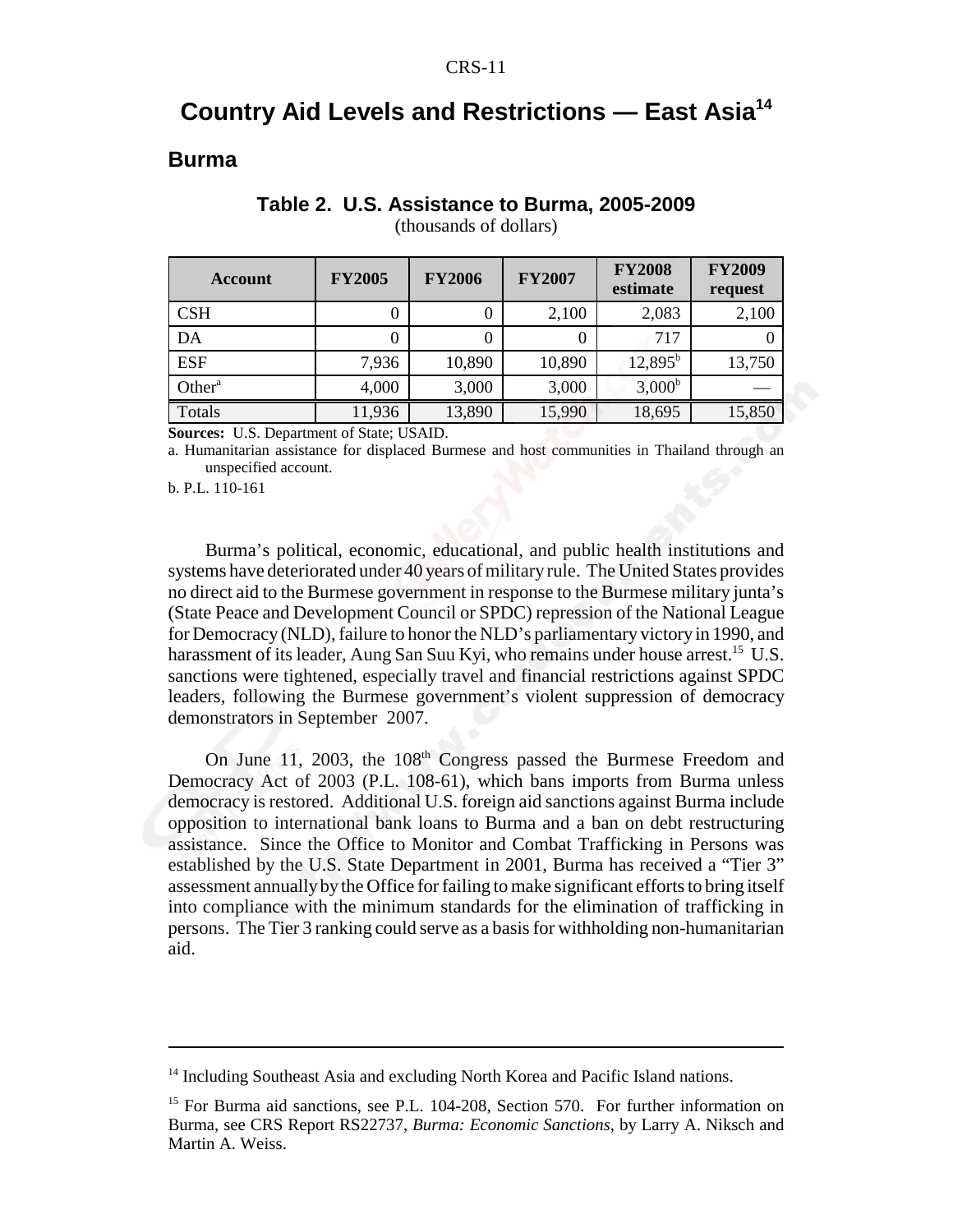# Country Aid Levels and Restrictions — East Asia[14]

## Burma

**Table 2. U.S. Assistance to Burma, 2005-2009**
(thousands of dollars)

| Account | FY2005 | FY2006 | FY2007 | FY2008 estimate | FY2009 request |
|---|---|---|---|---|---|
| CSH | 0 | 0 | 2,100 | 2,083 | 2,100 |
| DA | 0 | 0 | 0 | 717 | 0 |
| ESF | 7,936 | 10,890 | 10,890 | 12,895[b] | 13,750 |
| Other[a] | 4,000 | 3,000 | 3,000 | 3,000[b] | — |
| Totals | 11,936 | 13,890 | 15,990 | 18,695 | 15,850 |

**Sources:** U.S. Department of State; USAID.

a. Humanitarian assistance for displaced Burmese and host communities in Thailand through an unspecified account.

b. P.L. 110-161

Burma's political, economic, educational, and public health institutions and systems have deteriorated under 40 years of military rule. The United States provides no direct aid to the Burmese government in response to the Burmese military junta's (State Peace and Development Council or SPDC) repression of the National League for Democracy (NLD), failure to honor the NLD's parliamentary victory in 1990, and harassment of its leader, Aung San Suu Kyi, who remains under house arrest.[15] U.S. sanctions were tightened, especially travel and financial restrictions against SPDC leaders, following the Burmese government's violent suppression of democracy demonstrators in September 2007.

On June 11, 2003, the 108th Congress passed the Burmese Freedom and Democracy Act of 2003 (P.L. 108-61), which bans imports from Burma unless democracy is restored. Additional U.S. foreign aid sanctions against Burma include opposition to international bank loans to Burma and a ban on debt restructuring assistance. Since the Office to Monitor and Combat Trafficking in Persons was established by the U.S. State Department in 2001, Burma has received a "Tier 3" assessment annually by the Office for failing to make significant efforts to bring itself into compliance with the minimum standards for the elimination of trafficking in persons. The Tier 3 ranking could serve as a basis for withholding non-humanitarian aid.

---

[14] Including Southeast Asia and excluding North Korea and Pacific Island nations.

[15] For Burma aid sanctions, see P.L. 104-208, Section 570. For further information on Burma, see CRS Report RS22737, *Burma: Economic Sanctions*, by Larry A. Niksch and Martin A. Weiss.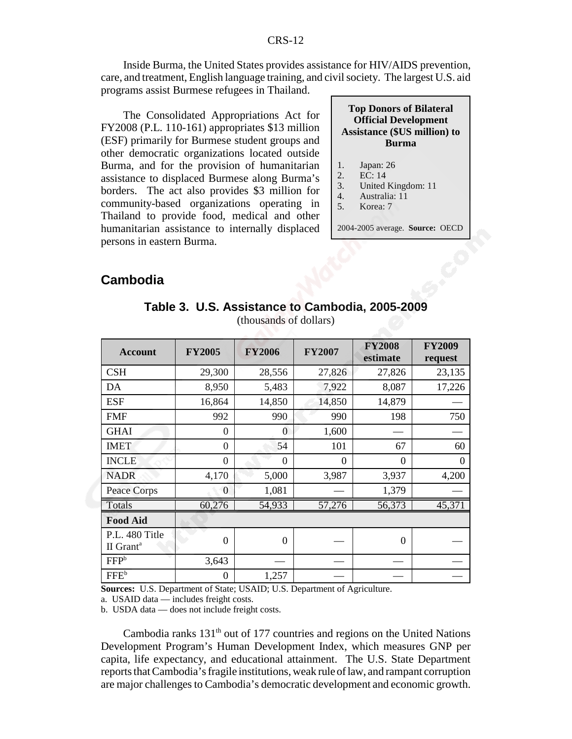Inside Burma, the United States provides assistance for HIV/AIDS prevention, care, and treatment, English language training, and civil society. The largest U.S. aid programs assist Burmese refugees in Thailand.

The Consolidated Appropriations Act for FY2008 (P.L. 110-161) appropriates $13 million (ESF) primarily for Burmese student groups and other democratic organizations located outside Burma, and for the provision of humanitarian assistance to displaced Burmese along Burma's borders. The act also provides $3 million for community-based organizations operating in Thailand to provide food, medical and other humanitarian assistance to internally displaced persons in eastern Burma.

**Top Donors of Bilateral Official Development Assistance ($US million) to Burma**

1. Japan: 26
2. EC: 14
3. United Kingdom: 11
4. Australia: 11
5. Korea: 7

2004-2005 average. **Source:** OECD

## Cambodia

**Table 3. U.S. Assistance to Cambodia, 2005-2009**
(thousands of dollars)

| Account | FY2005 | FY2006 | FY2007 | FY2008 estimate | FY2009 request |
|---|---|---|---|---|---|
| CSH | 29,300 | 28,556 | 27,826 | 27,826 | 23,135 |
| DA | 8,950 | 5,483 | 7,922 | 8,087 | 17,226 |
| ESF | 16,864 | 14,850 | 14,850 | 14,879 | — |
| FMF | 992 | 990 | 990 | 198 | 750 |
| GHAI | 0 | 0 | 1,600 | — | — |
| IMET | 0 | 54 | 101 | 67 | 60 |
| INCLE | 0 | 0 | 0 | 0 | 0 |
| NADR | 4,170 | 5,000 | 3,987 | 3,937 | 4,200 |
| Peace Corps | 0 | 1,081 | — | 1,379 | — |
| Totals | 60,276 | 54,933 | 57,276 | 56,373 | 45,371 |
| **Food Aid** | | | | | |
| P.L. 480 Title II Grant[a] | 0 | 0 | — | 0 | — |
| FFP[b] | 3,643 | — | — | — | — |
| FFE[b] | 0 | 1,257 | — | — | — |

**Sources:** U.S. Department of State; USAID; U.S. Department of Agriculture.

a. USAID data — includes freight costs.

b. USDA data — does not include freight costs.

Cambodia ranks 131[th] out of 177 countries and regions on the United Nations Development Program's Human Development Index, which measures GNP per capita, life expectancy, and educational attainment. The U.S. State Department reports that Cambodia's fragile institutions, weak rule of law, and rampant corruption are major challenges to Cambodia's democratic development and economic growth.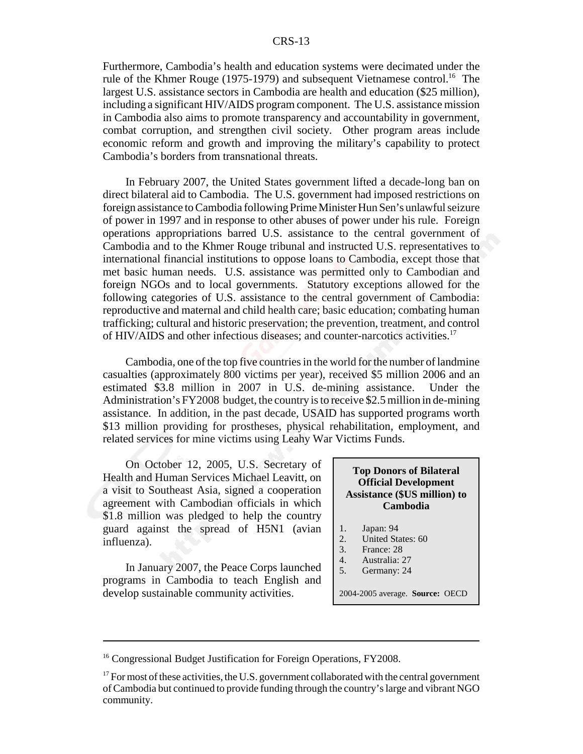Furthermore, Cambodia's health and education systems were decimated under the rule of the Khmer Rouge (1975-1979) and subsequent Vietnamese control.[16] The largest U.S. assistance sectors in Cambodia are health and education ($25 million), including a significant HIV/AIDS program component. The U.S. assistance mission in Cambodia also aims to promote transparency and accountability in government, combat corruption, and strengthen civil society. Other program areas include economic reform and growth and improving the military's capability to protect Cambodia's borders from transnational threats.

In February 2007, the United States government lifted a decade-long ban on direct bilateral aid to Cambodia. The U.S. government had imposed restrictions on foreign assistance to Cambodia following Prime Minister Hun Sen's unlawful seizure of power in 1997 and in response to other abuses of power under his rule. Foreign operations appropriations barred U.S. assistance to the central government of Cambodia and to the Khmer Rouge tribunal and instructed U.S. representatives to international financial institutions to oppose loans to Cambodia, except those that met basic human needs. U.S. assistance was permitted only to Cambodian and foreign NGOs and to local governments. Statutory exceptions allowed for the following categories of U.S. assistance to the central government of Cambodia: reproductive and maternal and child health care; basic education; combating human trafficking; cultural and historic preservation; the prevention, treatment, and control of HIV/AIDS and other infectious diseases; and counter-narcotics activities.[17]

Cambodia, one of the top five countries in the world for the number of landmine casualties (approximately 800 victims per year), received $5 million 2006 and an estimated $3.8 million in 2007 in U.S. de-mining assistance. Under the Administration's FY2008 budget, the country is to receive $2.5 million in de-mining assistance. In addition, in the past decade, USAID has supported programs worth $13 million providing for prostheses, physical rehabilitation, employment, and related services for mine victims using Leahy War Victims Funds.

On October 12, 2005, U.S. Secretary of Health and Human Services Michael Leavitt, on a visit to Southeast Asia, signed a cooperation agreement with Cambodian officials in which $1.8 million was pledged to help the country guard against the spread of H5N1 (avian influenza).

In January 2007, the Peace Corps launched programs in Cambodia to teach English and develop sustainable community activities.

**Top Donors of Bilateral Official Development Assistance ($US million) to Cambodia**

1. Japan: 94
2. United States: 60
3. France: 28
4. Australia: 27
5. Germany: 24

2004-2005 average. **Source:** OECD

---

[16] Congressional Budget Justification for Foreign Operations, FY2008.

[17] For most of these activities, the U.S. government collaborated with the central government of Cambodia but continued to provide funding through the country's large and vibrant NGO community.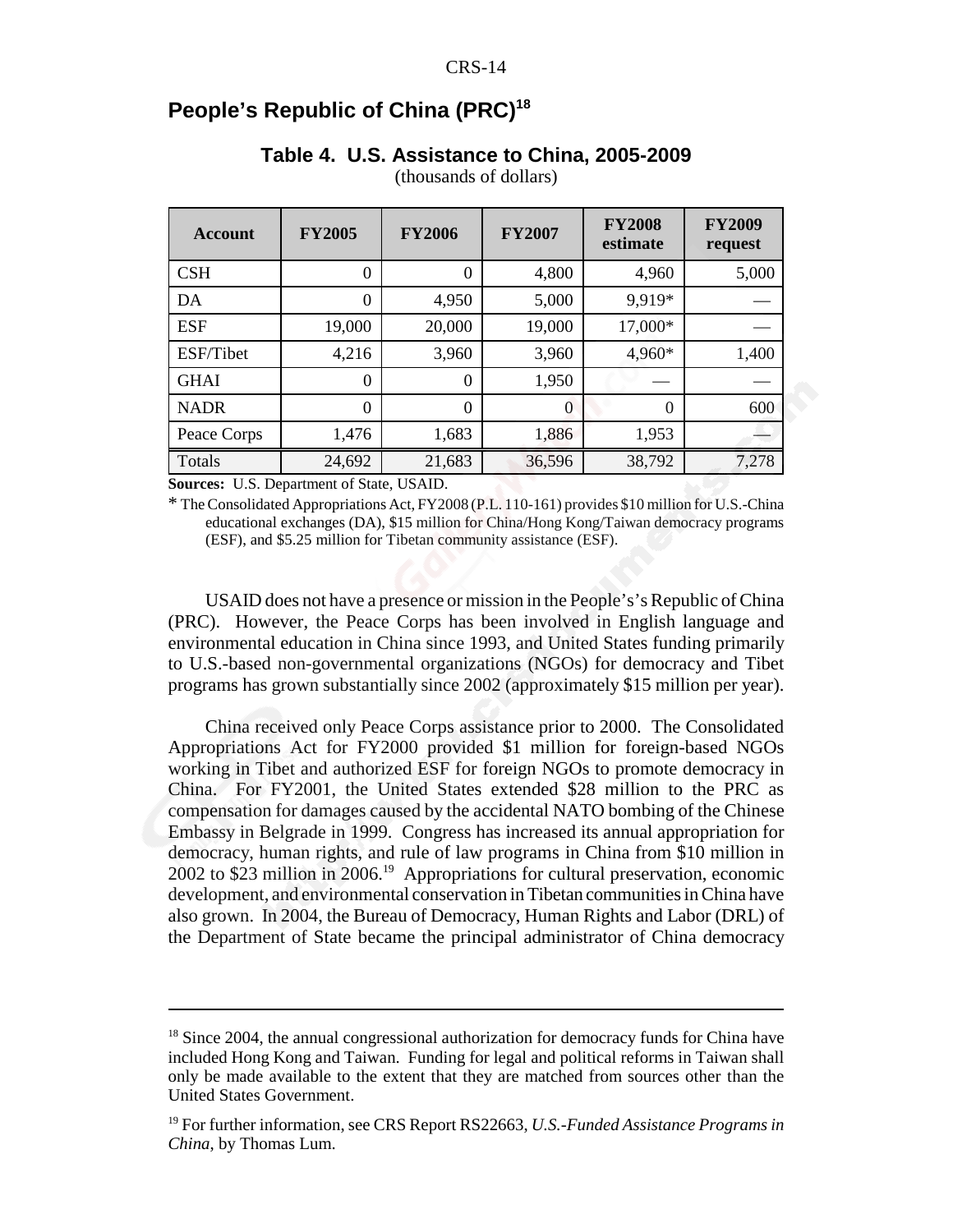## People's Republic of China (PRC)[18]

**Table 4. U.S. Assistance to China, 2005-2009**
(thousands of dollars)

| Account | FY2005 | FY2006 | FY2007 | FY2008 estimate | FY2009 request |
|---|---|---|---|---|---|
| CSH | 0 | 0 | 4,800 | 4,960 | 5,000 |
| DA | 0 | 4,950 | 5,000 | 9,919* | — |
| ESF | 19,000 | 20,000 | 19,000 | 17,000* | — |
| ESF/Tibet | 4,216 | 3,960 | 3,960 | 4,960* | 1,400 |
| GHAI | 0 | 0 | 1,950 | — | — |
| NADR | 0 | 0 | 0 | 0 | 600 |
| Peace Corps | 1,476 | 1,683 | 1,886 | 1,953 | — |
| Totals | 24,692 | 21,683 | 36,596 | 38,792 | 7,278 |

**Sources:** U.S. Department of State, USAID.

\* The Consolidated Appropriations Act, FY2008 (P.L. 110-161) provides $10 million for U.S.-China educational exchanges (DA), $15 million for China/Hong Kong/Taiwan democracy programs (ESF), and $5.25 million for Tibetan community assistance (ESF).

USAID does not have a presence or mission in the People's's Republic of China (PRC). However, the Peace Corps has been involved in English language and environmental education in China since 1993, and United States funding primarily to U.S.-based non-governmental organizations (NGOs) for democracy and Tibet programs has grown substantially since 2002 (approximately $15 million per year).

China received only Peace Corps assistance prior to 2000. The Consolidated Appropriations Act for FY2000 provided $1 million for foreign-based NGOs working in Tibet and authorized ESF for foreign NGOs to promote democracy in China. For FY2001, the United States extended $28 million to the PRC as compensation for damages caused by the accidental NATO bombing of the Chinese Embassy in Belgrade in 1999. Congress has increased its annual appropriation for democracy, human rights, and rule of law programs in China from $10 million in 2002 to $23 million in 2006.[19] Appropriations for cultural preservation, economic development, and environmental conservation in Tibetan communities in China have also grown. In 2004, the Bureau of Democracy, Human Rights and Labor (DRL) of the Department of State became the principal administrator of China democracy

---

[18] Since 2004, the annual congressional authorization for democracy funds for China have included Hong Kong and Taiwan. Funding for legal and political reforms in Taiwan shall only be made available to the extent that they are matched from sources other than the United States Government.

[19] For further information, see CRS Report RS22663, *U.S.-Funded Assistance Programs in China*, by Thomas Lum.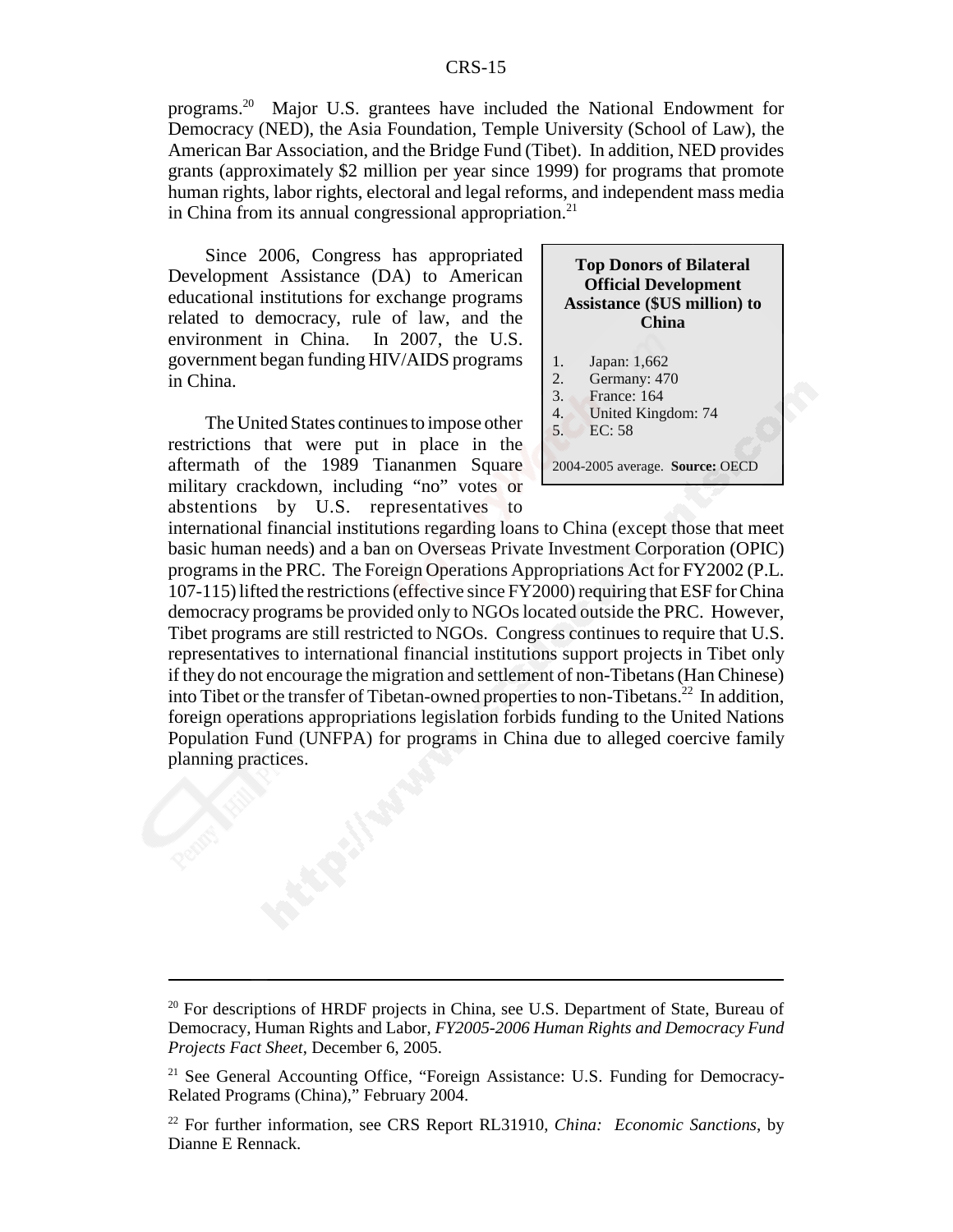programs.[20] Major U.S. grantees have included the National Endowment for Democracy (NED), the Asia Foundation, Temple University (School of Law), the American Bar Association, and the Bridge Fund (Tibet). In addition, NED provides grants (approximately $2 million per year since 1999) for programs that promote human rights, labor rights, electoral and legal reforms, and independent mass media in China from its annual congressional appropriation.[21]

Since 2006, Congress has appropriated Development Assistance (DA) to American educational institutions for exchange programs related to democracy, rule of law, and the environment in China. In 2007, the U.S. government began funding HIV/AIDS programs in China.

> **Top Donors of Bilateral Official Development Assistance ($US million) to China**
>
> 1. Japan: 1,662
> 2. Germany: 470
> 3. France: 164
> 4. United Kingdom: 74
> 5. EC: 58
>
> 2004-2005 average. **Source:** OECD

The United States continues to impose other restrictions that were put in place in the aftermath of the 1989 Tiananmen Square military crackdown, including "no" votes or abstentions by U.S. representatives to international financial institutions regarding loans to China (except those that meet basic human needs) and a ban on Overseas Private Investment Corporation (OPIC) programs in the PRC. The Foreign Operations Appropriations Act for FY2002 (P.L. 107-115) lifted the restrictions (effective since FY2000) requiring that ESF for China democracy programs be provided only to NGOs located outside the PRC. However, Tibet programs are still restricted to NGOs. Congress continues to require that U.S. representatives to international financial institutions support projects in Tibet only if they do not encourage the migration and settlement of non-Tibetans (Han Chinese) into Tibet or the transfer of Tibetan-owned properties to non-Tibetans.[22] In addition, foreign operations appropriations legislation forbids funding to the United Nations Population Fund (UNFPA) for programs in China due to alleged coercive family planning practices.

---

[20] For descriptions of HRDF projects in China, see U.S. Department of State, Bureau of Democracy, Human Rights and Labor, *FY2005-2006 Human Rights and Democracy Fund Projects Fact Sheet*, December 6, 2005.

[21] See General Accounting Office, "Foreign Assistance: U.S. Funding for Democracy-Related Programs (China)," February 2004.

[22] For further information, see CRS Report RL31910, *China: Economic Sanctions*, by Dianne E Rennack.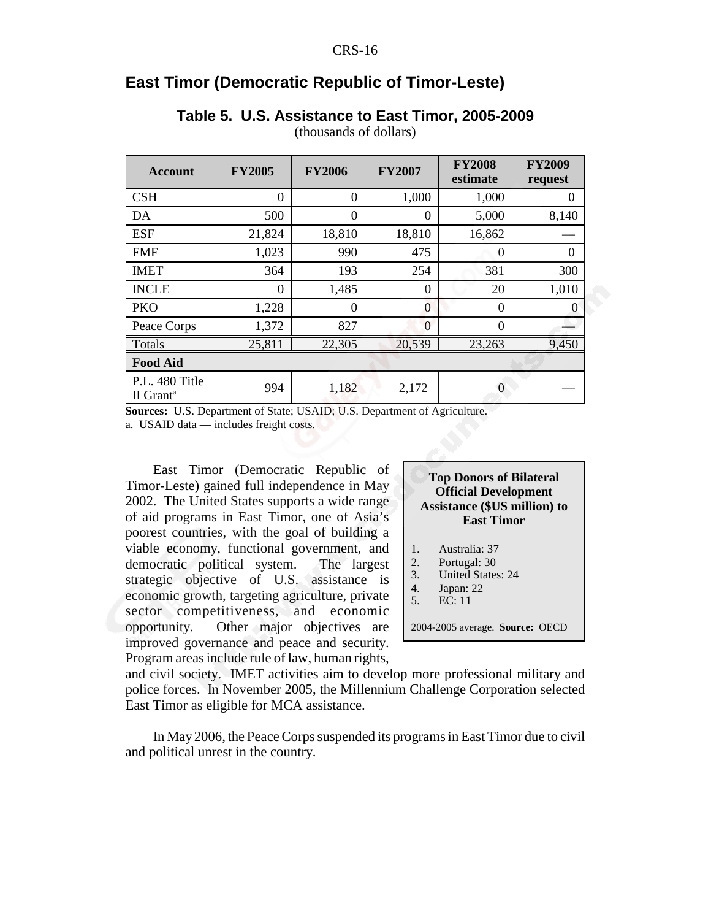## East Timor (Democratic Republic of Timor-Leste)

**Table 5. U.S. Assistance to East Timor, 2005-2009**
(thousands of dollars)

| Account | FY2005 | FY2006 | FY2007 | FY2008 estimate | FY2009 request |
|---|---|---|---|---|---|
| CSH | 0 | 0 | 1,000 | 1,000 | 0 |
| DA | 500 | 0 | 0 | 5,000 | 8,140 |
| ESF | 21,824 | 18,810 | 18,810 | 16,862 | — |
| FMF | 1,023 | 990 | 475 | 0 | 0 |
| IMET | 364 | 193 | 254 | 381 | 300 |
| INCLE | 0 | 1,485 | 0 | 20 | 1,010 |
| PKO | 1,228 | 0 | 0 | 0 | 0 |
| Peace Corps | 1,372 | 827 | 0 | 0 | — |
| Totals | 25,811 | 22,305 | 20,539 | 23,263 | 9,450 |
| **Food Aid** | | | | | |
| P.L. 480 Title II Grant[a] | 994 | 1,182 | 2,172 | 0 | — |

**Sources:** U.S. Department of State; USAID; U.S. Department of Agriculture.
a. USAID data — includes freight costs.

**Top Donors of Bilateral Official Development Assistance ($US million) to East Timor**

1. Australia: 37
2. Portugal: 30
3. United States: 24
4. Japan: 22
5. EC: 11

2004-2005 average. **Source:** OECD

East Timor (Democratic Republic of Timor-Leste) gained full independence in May 2002. The United States supports a wide range of aid programs in East Timor, one of Asia's poorest countries, with the goal of building a viable economy, functional government, and democratic political system. The largest strategic objective of U.S. assistance is economic growth, targeting agriculture, private sector competitiveness, and economic opportunity. Other major objectives are improved governance and peace and security. Program areas include rule of law, human rights, and civil society. IMET activities aim to develop more professional military and police forces. In November 2005, the Millennium Challenge Corporation selected East Timor as eligible for MCA assistance.

In May 2006, the Peace Corps suspended its programs in East Timor due to civil and political unrest in the country.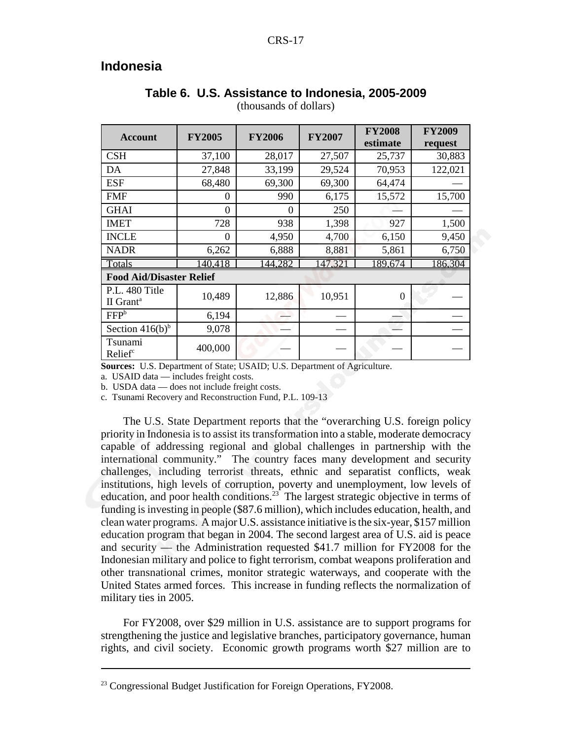## Indonesia

**Table 6. U.S. Assistance to Indonesia, 2005-2009**
(thousands of dollars)

| Account | FY2005 | FY2006 | FY2007 | FY2008 estimate | FY2009 request |
|---|---|---|---|---|---|
| CSH | 37,100 | 28,017 | 27,507 | 25,737 | 30,883 |
| DA | 27,848 | 33,199 | 29,524 | 70,953 | 122,021 |
| ESF | 68,480 | 69,300 | 69,300 | 64,474 | — |
| FMF | 0 | 990 | 6,175 | 15,572 | 15,700 |
| GHAI | 0 | 0 | 250 | — | — |
| IMET | 728 | 938 | 1,398 | 927 | 1,500 |
| INCLE | 0 | 4,950 | 4,700 | 6,150 | 9,450 |
| NADR | 6,262 | 6,888 | 8,881 | 5,861 | 6,750 |
| Totals | 140,418 | 144,282 | 147,321 | 189,674 | 186,304 |
| **Food Aid/Disaster Relief** | | | | | |
| P.L. 480 Title II Grant[a] | 10,489 | 12,886 | 10,951 | 0 | — |
| FFP[b] | 6,194 | — | — | — | — |
| Section 416(b)[b] | 9,078 | — | — | — | — |
| Tsunami Relief[c] | 400,000 | — | — | — | — |

**Sources:** U.S. Department of State; USAID; U.S. Department of Agriculture.

a. USAID data — includes freight costs.

b. USDA data — does not include freight costs.

c. Tsunami Recovery and Reconstruction Fund, P.L. 109-13

The U.S. State Department reports that the "overarching U.S. foreign policy priority in Indonesia is to assist its transformation into a stable, moderate democracy capable of addressing regional and global challenges in partnership with the international community." The country faces many development and security challenges, including terrorist threats, ethnic and separatist conflicts, weak institutions, high levels of corruption, poverty and unemployment, low levels of education, and poor health conditions.[23] The largest strategic objective in terms of funding is investing in people ($87.6 million), which includes education, health, and clean water programs. A major U.S. assistance initiative is the six-year, $157 million education program that began in 2004. The second largest area of U.S. aid is peace and security — the Administration requested $41.7 million for FY2008 for the Indonesian military and police to fight terrorism, combat weapons proliferation and other transnational crimes, monitor strategic waterways, and cooperate with the United States armed forces. This increase in funding reflects the normalization of military ties in 2005.

For FY2008, over $29 million in U.S. assistance are to support programs for strengthening the justice and legislative branches, participatory governance, human rights, and civil society. Economic growth programs worth $27 million are to

[23] Congressional Budget Justification for Foreign Operations, FY2008.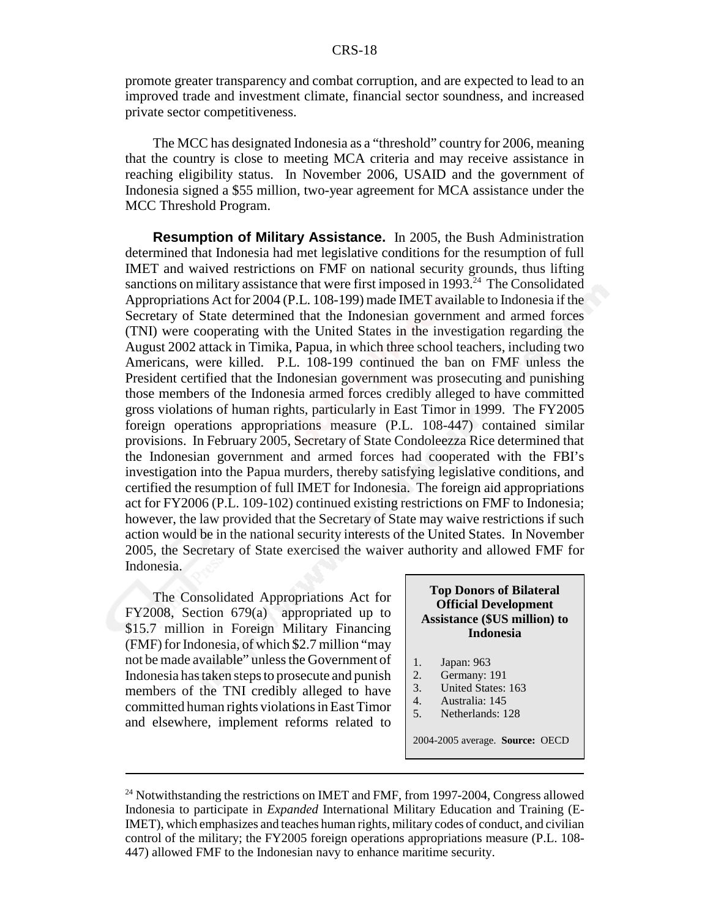promote greater transparency and combat corruption, and are expected to lead to an improved trade and investment climate, financial sector soundness, and increased private sector competitiveness.

The MCC has designated Indonesia as a "threshold" country for 2006, meaning that the country is close to meeting MCA criteria and may receive assistance in reaching eligibility status. In November 2006, USAID and the government of Indonesia signed a $55 million, two-year agreement for MCA assistance under the MCC Threshold Program.

**Resumption of Military Assistance.** In 2005, the Bush Administration determined that Indonesia had met legislative conditions for the resumption of full IMET and waived restrictions on FMF on national security grounds, thus lifting sanctions on military assistance that were first imposed in 1993.[24] The Consolidated Appropriations Act for 2004 (P.L. 108-199) made IMET available to Indonesia if the Secretary of State determined that the Indonesian government and armed forces (TNI) were cooperating with the United States in the investigation regarding the August 2002 attack in Timika, Papua, in which three school teachers, including two Americans, were killed. P.L. 108-199 continued the ban on FMF unless the President certified that the Indonesian government was prosecuting and punishing those members of the Indonesia armed forces credibly alleged to have committed gross violations of human rights, particularly in East Timor in 1999. The FY2005 foreign operations appropriations measure (P.L. 108-447) contained similar provisions. In February 2005, Secretary of State Condoleezza Rice determined that the Indonesian government and armed forces had cooperated with the FBI's investigation into the Papua murders, thereby satisfying legislative conditions, and certified the resumption of full IMET for Indonesia. The foreign aid appropriations act for FY2006 (P.L. 109-102) continued existing restrictions on FMF to Indonesia; however, the law provided that the Secretary of State may waive restrictions if such action would be in the national security interests of the United States. In November 2005, the Secretary of State exercised the waiver authority and allowed FMF for Indonesia.

The Consolidated Appropriations Act for FY2008, Section 679(a) appropriated up to $15.7 million in Foreign Military Financing (FMF) for Indonesia, of which $2.7 million "may not be made available" unless the Government of Indonesia has taken steps to prosecute and punish members of the TNI credibly alleged to have committed human rights violations in East Timor and elsewhere, implement reforms related to

**Top Donors of Bilateral Official Development Assistance ($US million) to Indonesia**

1. Japan: 963
2. Germany: 191
3. United States: 163
4. Australia: 145
5. Netherlands: 128

2004-2005 average. **Source:** OECD

[24] Notwithstanding the restrictions on IMET and FMF, from 1997-2004, Congress allowed Indonesia to participate in *Expanded* International Military Education and Training (E-IMET), which emphasizes and teaches human rights, military codes of conduct, and civilian control of the military; the FY2005 foreign operations appropriations measure (P.L. 108-447) allowed FMF to the Indonesian navy to enhance maritime security.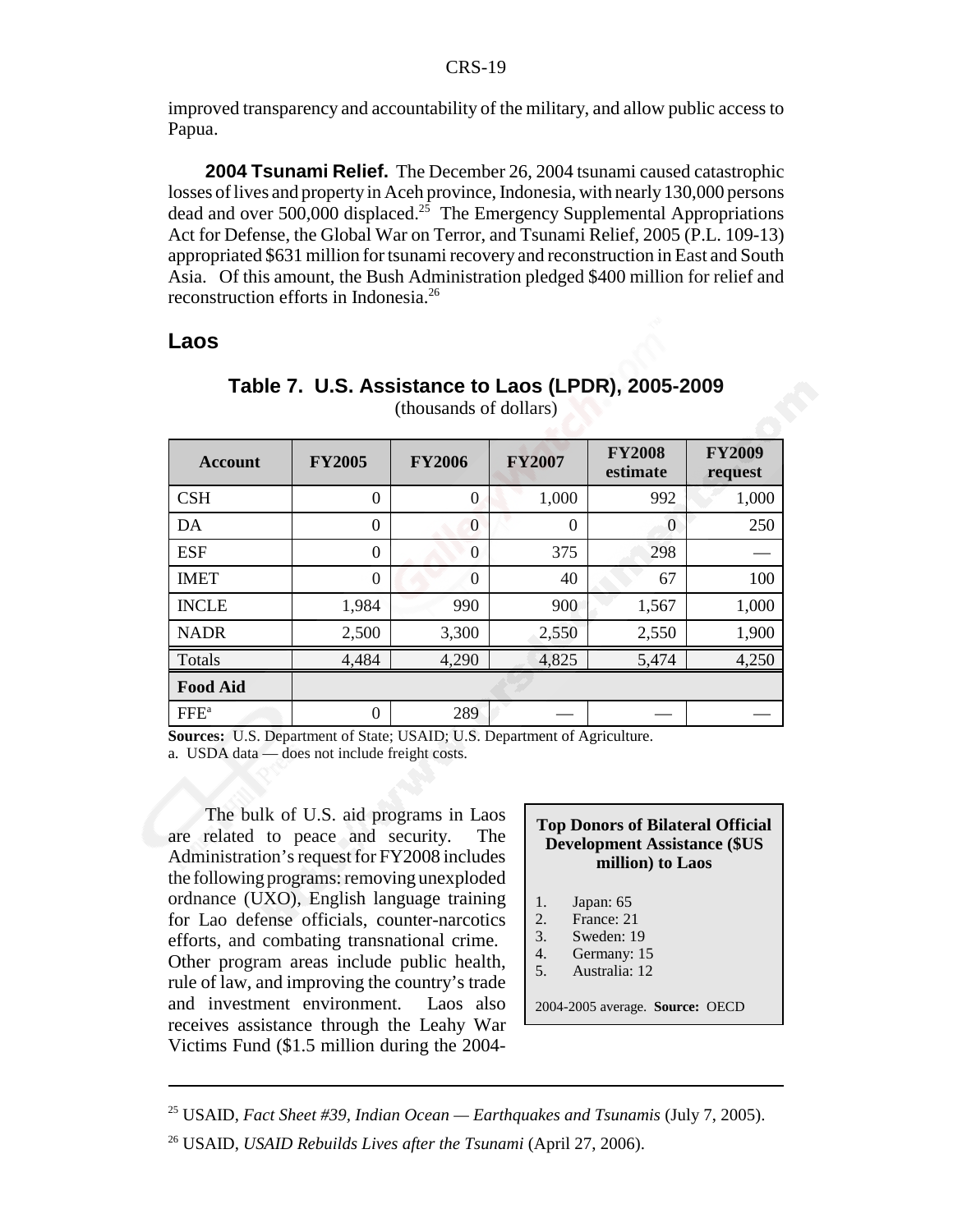improved transparency and accountability of the military, and allow public access to Papua.

**2004 Tsunami Relief.** The December 26, 2004 tsunami caused catastrophic losses of lives and property in Aceh province, Indonesia, with nearly 130,000 persons dead and over 500,000 displaced.[25] The Emergency Supplemental Appropriations Act for Defense, the Global War on Terror, and Tsunami Relief, 2005 (P.L. 109-13) appropriated $631 million for tsunami recovery and reconstruction in East and South Asia. Of this amount, the Bush Administration pledged $400 million for relief and reconstruction efforts in Indonesia.[26]

## Laos

**Table 7. U.S. Assistance to Laos (LPDR), 2005-2009**
(thousands of dollars)

| Account | FY2005 | FY2006 | FY2007 | FY2008 estimate | FY2009 request |
|---|---|---|---|---|---|
| CSH | 0 | 0 | 1,000 | 992 | 1,000 |
| DA | 0 | 0 | 0 | 0 | 250 |
| ESF | 0 | 0 | 375 | 298 | — |
| IMET | 0 | 0 | 40 | 67 | 100 |
| INCLE | 1,984 | 990 | 900 | 1,567 | 1,000 |
| NADR | 2,500 | 3,300 | 2,550 | 2,550 | 1,900 |
| Totals | 4,484 | 4,290 | 4,825 | 5,474 | 4,250 |
| **Food Aid** | | | | | |
| FFE[a] | 0 | 289 | — | — | — |

**Sources:** U.S. Department of State; USAID; U.S. Department of Agriculture.
a. USDA data — does not include freight costs.

The bulk of U.S. aid programs in Laos are related to peace and security. The Administration's request for FY2008 includes the following programs: removing unexploded ordnance (UXO), English language training for Lao defense officials, counter-narcotics efforts, and combating transnational crime. Other program areas include public health, rule of law, and improving the country's trade and investment environment. Laos also receives assistance through the Leahy War Victims Fund ($1.5 million during the 2004-

**Top Donors of Bilateral Official Development Assistance ($US million) to Laos**

1. Japan: 65
2. France: 21
3. Sweden: 19
4. Germany: 15
5. Australia: 12

2004-2005 average. **Source:** OECD

---

[25] USAID, *Fact Sheet #39, Indian Ocean — Earthquakes and Tsunamis* (July 7, 2005).

[26] USAID, *USAID Rebuilds Lives after the Tsunami* (April 27, 2006).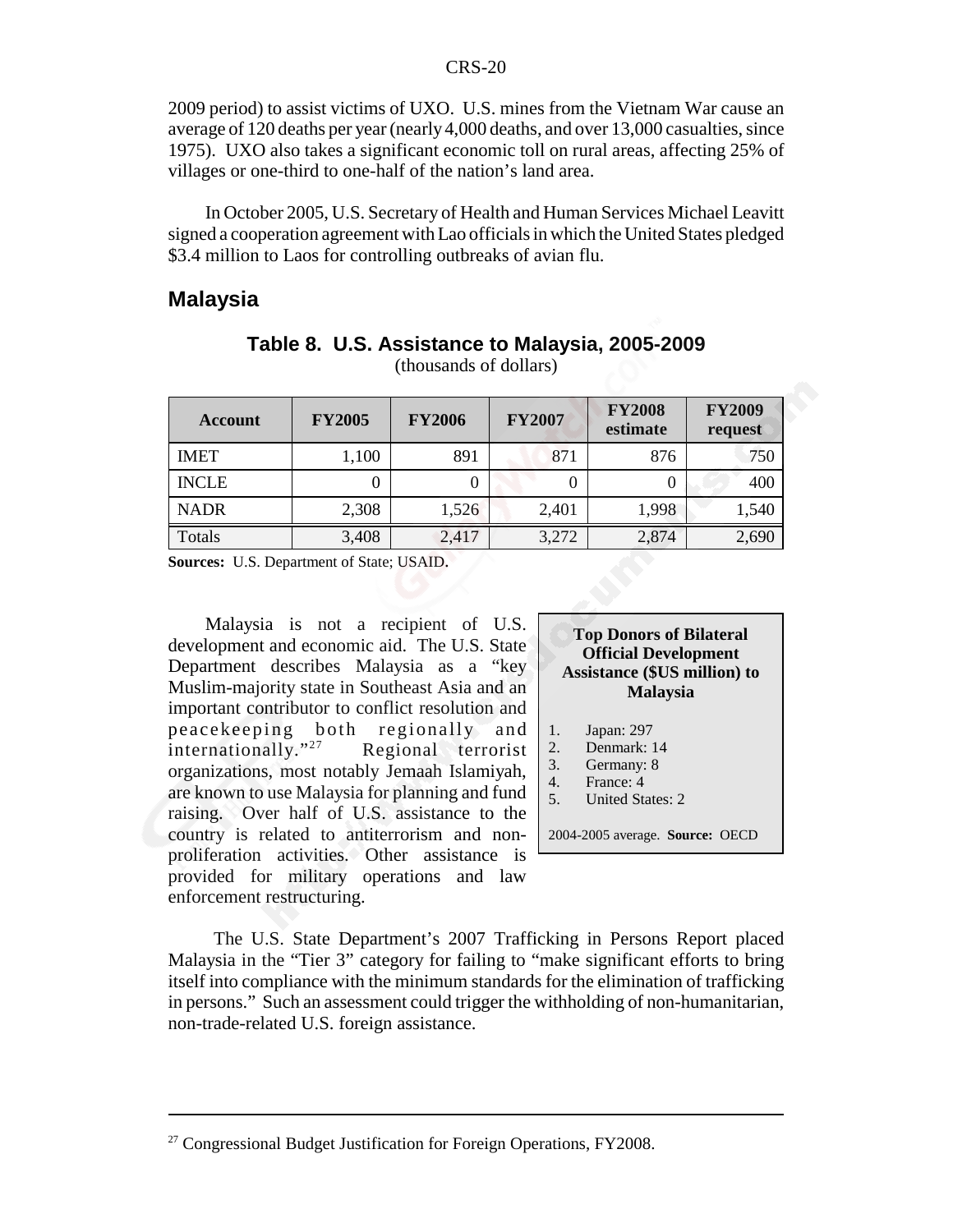2009 period) to assist victims of UXO. U.S. mines from the Vietnam War cause an average of 120 deaths per year (nearly 4,000 deaths, and over 13,000 casualties, since 1975). UXO also takes a significant economic toll on rural areas, affecting 25% of villages or one-third to one-half of the nation's land area.

In October 2005, U.S. Secretary of Health and Human Services Michael Leavitt signed a cooperation agreement with Lao officials in which the United States pledged $3.4 million to Laos for controlling outbreaks of avian flu.

## Malaysia

**Table 8. U.S. Assistance to Malaysia, 2005-2009**
(thousands of dollars)

| Account | FY2005 | FY2006 | FY2007 | FY2008 estimate | FY2009 request |
|---|---|---|---|---|---|
| IMET | 1,100 | 891 | 871 | 876 | 750 |
| INCLE | 0 | 0 | 0 | 0 | 400 |
| NADR | 2,308 | 1,526 | 2,401 | 1,998 | 1,540 |
| Totals | 3,408 | 2,417 | 3,272 | 2,874 | 2,690 |

**Sources:** U.S. Department of State; USAID.

Malaysia is not a recipient of U.S. development and economic aid. The U.S. State Department describes Malaysia as a "key Muslim-majority state in Southeast Asia and an important contributor to conflict resolution and peacekeeping both regionally and internationally."[27] Regional terrorist organizations, most notably Jemaah Islamiyah, are known to use Malaysia for planning and fund raising. Over half of U.S. assistance to the country is related to antiterrorism and non-proliferation activities. Other assistance is provided for military operations and law enforcement restructuring.

**Top Donors of Bilateral Official Development Assistance ($US million) to Malaysia**

1. Japan: 297
2. Denmark: 14
3. Germany: 8
4. France: 4
5. United States: 2

2004-2005 average. **Source:** OECD

The U.S. State Department's 2007 Trafficking in Persons Report placed Malaysia in the "Tier 3" category for failing to "make significant efforts to bring itself into compliance with the minimum standards for the elimination of trafficking in persons." Such an assessment could trigger the withholding of non-humanitarian, non-trade-related U.S. foreign assistance.

[27] Congressional Budget Justification for Foreign Operations, FY2008.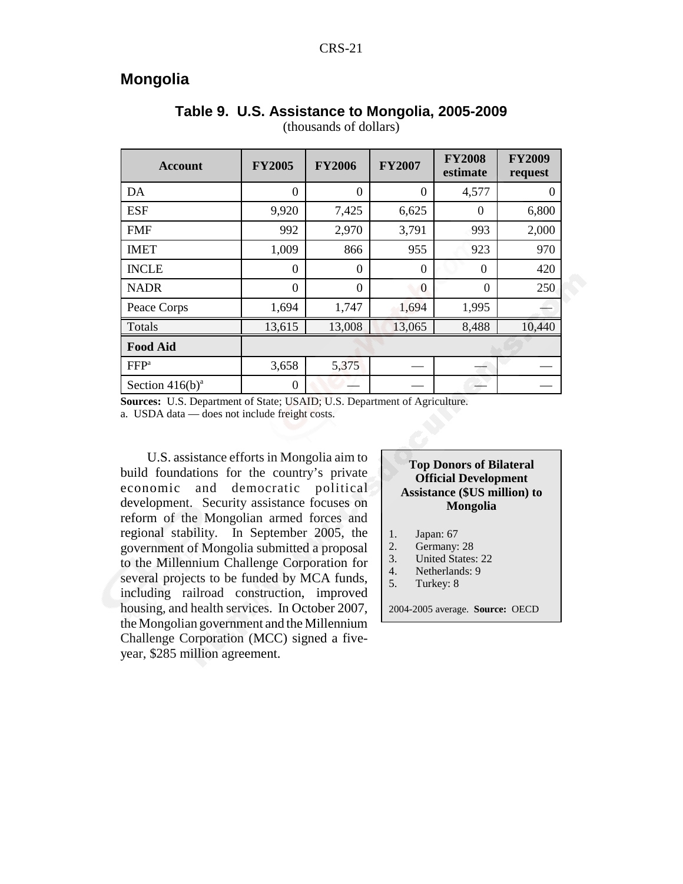## Mongolia

**Table 9. U.S. Assistance to Mongolia, 2005-2009**
(thousands of dollars)

| Account | FY2005 | FY2006 | FY2007 | FY2008 estimate | FY2009 request |
|---|---|---|---|---|---|
| DA | 0 | 0 | 0 | 4,577 | 0 |
| ESF | 9,920 | 7,425 | 6,625 | 0 | 6,800 |
| FMF | 992 | 2,970 | 3,791 | 993 | 2,000 |
| IMET | 1,009 | 866 | 955 | 923 | 970 |
| INCLE | 0 | 0 | 0 | 0 | 420 |
| NADR | 0 | 0 | 0 | 0 | 250 |
| Peace Corps | 1,694 | 1,747 | 1,694 | 1,995 | — |
| Totals | 13,615 | 13,008 | 13,065 | 8,488 | 10,440 |
| **Food Aid** | | | | | |
| FFP[a] | 3,658 | 5,375 | — | — | — |
| Section 416(b)[a] | 0 | — | — | — | — |

**Sources:** U.S. Department of State; USAID; U.S. Department of Agriculture.
a. USDA data — does not include freight costs.

U.S. assistance efforts in Mongolia aim to build foundations for the country's private economic and democratic political development. Security assistance focuses on reform of the Mongolian armed forces and regional stability. In September 2005, the government of Mongolia submitted a proposal to the Millennium Challenge Corporation for several projects to be funded by MCA funds, including railroad construction, improved housing, and health services. In October 2007, the Mongolian government and the Millennium Challenge Corporation (MCC) signed a five-year, $285 million agreement.

**Top Donors of Bilateral Official Development Assistance ($US million) to Mongolia**

1. Japan: 67
2. Germany: 28
3. United States: 22
4. Netherlands: 9
5. Turkey: 8

2004-2005 average. **Source:** OECD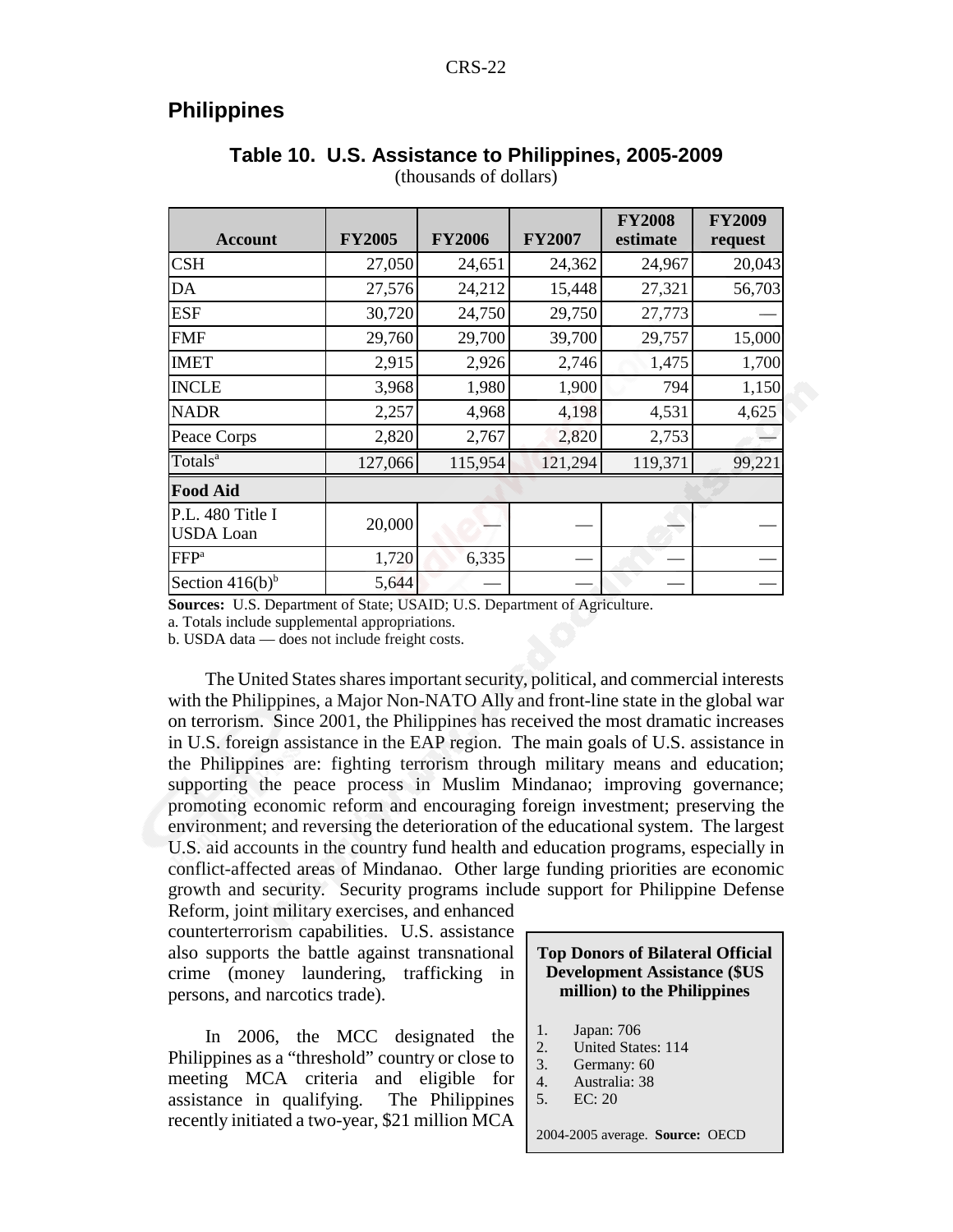## Philippines

**Table 10. U.S. Assistance to Philippines, 2005-2009**
(thousands of dollars)

| Account | FY2005 | FY2006 | FY2007 | FY2008 estimate | FY2009 request |
|---|---|---|---|---|---|
| CSH | 27,050 | 24,651 | 24,362 | 24,967 | 20,043 |
| DA | 27,576 | 24,212 | 15,448 | 27,321 | 56,703 |
| ESF | 30,720 | 24,750 | 29,750 | 27,773 | — |
| FMF | 29,760 | 29,700 | 39,700 | 29,757 | 15,000 |
| IMET | 2,915 | 2,926 | 2,746 | 1,475 | 1,700 |
| INCLE | 3,968 | 1,980 | 1,900 | 794 | 1,150 |
| NADR | 2,257 | 4,968 | 4,198 | 4,531 | 4,625 |
| Peace Corps | 2,820 | 2,767 | 2,820 | 2,753 | — |
| Totals[a] | 127,066 | 115,954 | 121,294 | 119,371 | 99,221 |
| **Food Aid** | | | | | |
| P.L. 480 Title I USDA Loan | 20,000 | — | — | — | — |
| FFP[a] | 1,720 | 6,335 | — | — | — |
| Section 416(b)[b] | 5,644 | — | — | — | — |

**Sources:** U.S. Department of State; USAID; U.S. Department of Agriculture.
a. Totals include supplemental appropriations.
b. USDA data — does not include freight costs.

The United States shares important security, political, and commercial interests with the Philippines, a Major Non-NATO Ally and front-line state in the global war on terrorism. Since 2001, the Philippines has received the most dramatic increases in U.S. foreign assistance in the EAP region. The main goals of U.S. assistance in the Philippines are: fighting terrorism through military means and education; supporting the peace process in Muslim Mindanao; improving governance; promoting economic reform and encouraging foreign investment; preserving the environment; and reversing the deterioration of the educational system. The largest U.S. aid accounts in the country fund health and education programs, especially in conflict-affected areas of Mindanao. Other large funding priorities are economic growth and security. Security programs include support for Philippine Defense Reform, joint military exercises, and enhanced counterterrorism capabilities. U.S. assistance also supports the battle against transnational crime (money laundering, trafficking in persons, and narcotics trade).

**Top Donors of Bilateral Official Development Assistance ($US million) to the Philippines**

1. Japan: 706
2. United States: 114
3. Germany: 60
4. Australia: 38
5. EC: 20

2004-2005 average. **Source:** OECD

In 2006, the MCC designated the Philippines as a "threshold" country or close to meeting MCA criteria and eligible for assistance in qualifying. The Philippines recently initiated a two-year, $21 million MCA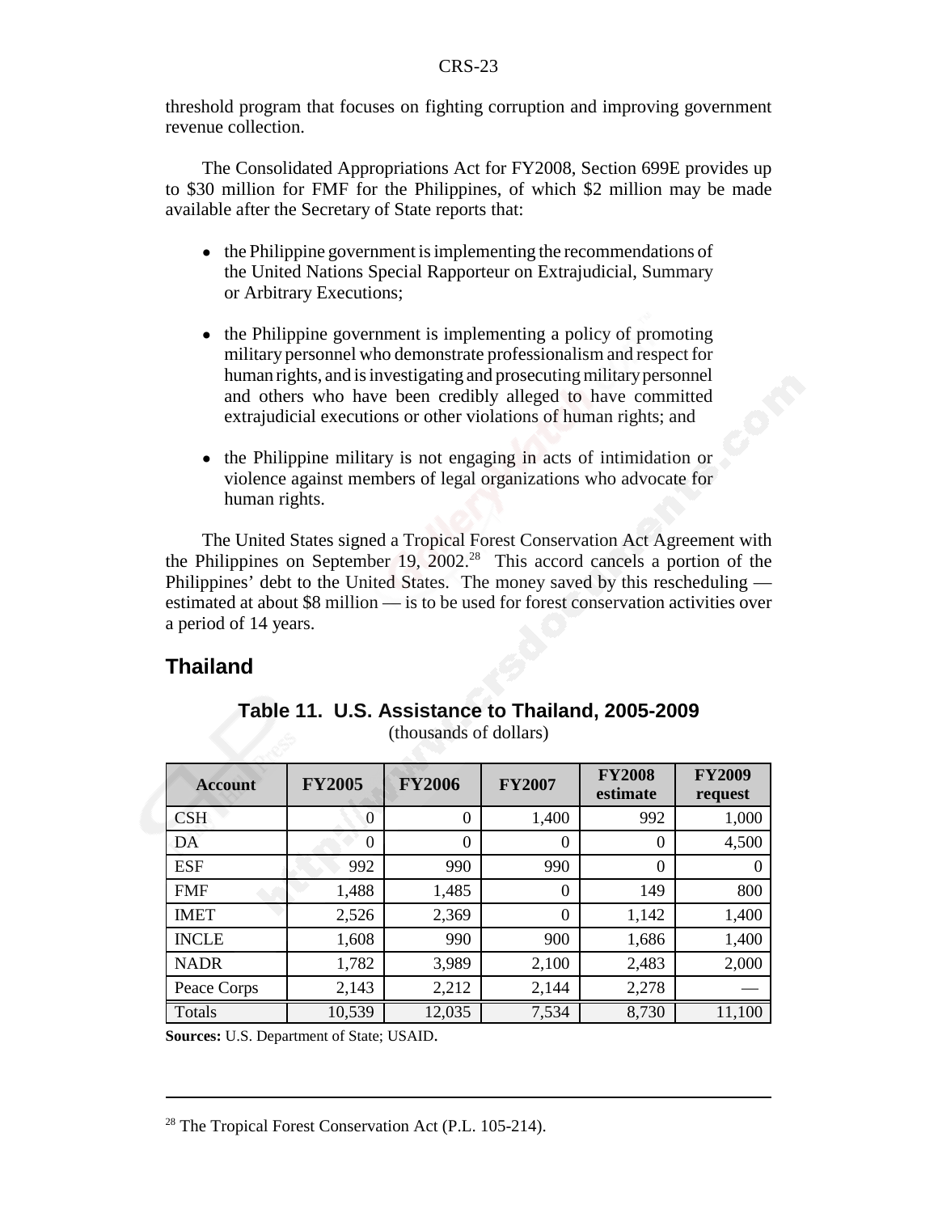threshold program that focuses on fighting corruption and improving government revenue collection.

The Consolidated Appropriations Act for FY2008, Section 699E provides up to $30 million for FMF for the Philippines, of which $2 million may be made available after the Secretary of State reports that:

- the Philippine government is implementing the recommendations of the United Nations Special Rapporteur on Extrajudicial, Summary or Arbitrary Executions;
- the Philippine government is implementing a policy of promoting military personnel who demonstrate professionalism and respect for human rights, and is investigating and prosecuting military personnel and others who have been credibly alleged to have committed extrajudicial executions or other violations of human rights; and
- the Philippine military is not engaging in acts of intimidation or violence against members of legal organizations who advocate for human rights.

The United States signed a Tropical Forest Conservation Act Agreement with the Philippines on September 19, 2002.[28] This accord cancels a portion of the Philippines' debt to the United States. The money saved by this rescheduling — estimated at about $8 million — is to be used for forest conservation activities over a period of 14 years.

## Thailand

### Table 11. U.S. Assistance to Thailand, 2005-2009

(thousands of dollars)

| Account | FY2005 | FY2006 | FY2007 | FY2008 estimate | FY2009 request |
|---|---|---|---|---|---|
| CSH | 0 | 0 | 1,400 | 992 | 1,000 |
| DA | 0 | 0 | 0 | 0 | 4,500 |
| ESF | 992 | 990 | 990 | 0 | 0 |
| FMF | 1,488 | 1,485 | 0 | 149 | 800 |
| IMET | 2,526 | 2,369 | 0 | 1,142 | 1,400 |
| INCLE | 1,608 | 990 | 900 | 1,686 | 1,400 |
| NADR | 1,782 | 3,989 | 2,100 | 2,483 | 2,000 |
| Peace Corps | 2,143 | 2,212 | 2,144 | 2,278 | — |
| Totals | 10,539 | 12,035 | 7,534 | 8,730 | 11,100 |

**Sources:** U.S. Department of State; USAID.

[28] The Tropical Forest Conservation Act (P.L. 105-214).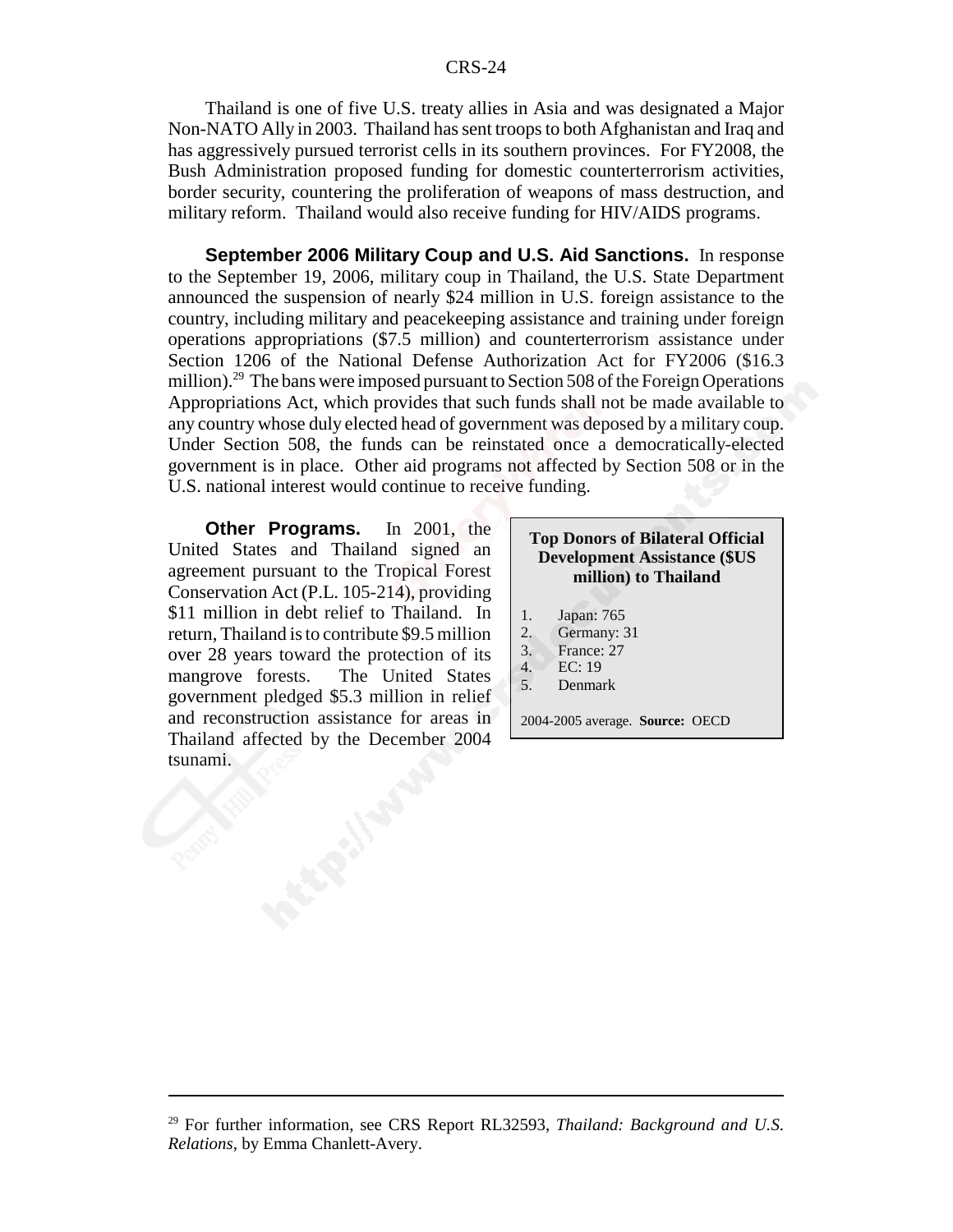Thailand is one of five U.S. treaty allies in Asia and was designated a Major Non-NATO Ally in 2003. Thailand has sent troops to both Afghanistan and Iraq and has aggressively pursued terrorist cells in its southern provinces. For FY2008, the Bush Administration proposed funding for domestic counterterrorism activities, border security, countering the proliferation of weapons of mass destruction, and military reform. Thailand would also receive funding for HIV/AIDS programs.

**September 2006 Military Coup and U.S. Aid Sanctions.** In response to the September 19, 2006, military coup in Thailand, the U.S. State Department announced the suspension of nearly $24 million in U.S. foreign assistance to the country, including military and peacekeeping assistance and training under foreign operations appropriations ($7.5 million) and counterterrorism assistance under Section 1206 of the National Defense Authorization Act for FY2006 ($16.3 million).[29] The bans were imposed pursuant to Section 508 of the Foreign Operations Appropriations Act, which provides that such funds shall not be made available to any country whose duly elected head of government was deposed by a military coup. Under Section 508, the funds can be reinstated once a democratically-elected government is in place. Other aid programs not affected by Section 508 or in the U.S. national interest would continue to receive funding.

**Other Programs.** In 2001, the United States and Thailand signed an agreement pursuant to the Tropical Forest Conservation Act (P.L. 105-214), providing $11 million in debt relief to Thailand. In return, Thailand is to contribute $9.5 million over 28 years toward the protection of its mangrove forests. The United States government pledged $5.3 million in relief and reconstruction assistance for areas in Thailand affected by the December 2004 tsunami.

**Top Donors of Bilateral Official Development Assistance ($US million) to Thailand**

1. Japan: 765
2. Germany: 31
3. France: 27
4. EC: 19
5. Denmark

2004-2005 average. **Source:** OECD

[29] For further information, see CRS Report RL32593, *Thailand: Background and U.S. Relations*, by Emma Chanlett-Avery.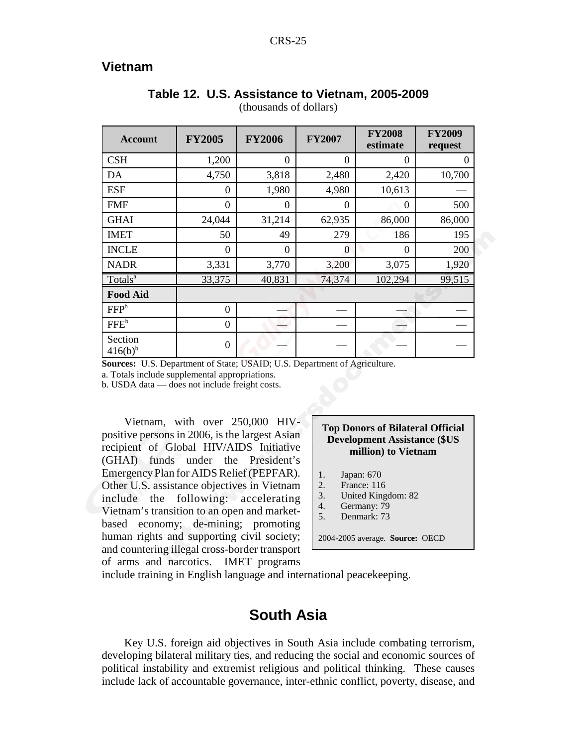## Vietnam

**Table 12. U.S. Assistance to Vietnam, 2005-2009**
(thousands of dollars)

| Account | FY2005 | FY2006 | FY2007 | FY2008 estimate | FY2009 request |
|---|---|---|---|---|---|
| CSH | 1,200 | 0 | 0 | 0 | 0 |
| DA | 4,750 | 3,818 | 2,480 | 2,420 | 10,700 |
| ESF | 0 | 1,980 | 4,980 | 10,613 | — |
| FMF | 0 | 0 | 0 | 0 | 500 |
| GHAI | 24,044 | 31,214 | 62,935 | 86,000 | 86,000 |
| IMET | 50 | 49 | 279 | 186 | 195 |
| INCLE | 0 | 0 | 0 | 0 | 200 |
| NADR | 3,331 | 3,770 | 3,200 | 3,075 | 1,920 |
| Totals[a] | 33,375 | 40,831 | 74,374 | 102,294 | 99,515 |
| **Food Aid** | | | | | |
| FFP[b] | 0 | — | — | — | — |
| FFE[b] | 0 | — | — | — | — |
| Section 416(b)[b] | 0 | — | — | — | — |

**Sources:** U.S. Department of State; USAID; U.S. Department of Agriculture.

a. Totals include supplemental appropriations.

b. USDA data — does not include freight costs.

**Top Donors of Bilateral Official Development Assistance ($US million) to Vietnam**

1. Japan: 670
2. France: 116
3. United Kingdom: 82
4. Germany: 79
5. Denmark: 73

2004-2005 average. **Source:** OECD

Vietnam, with over 250,000 HIV-positive persons in 2006, is the largest Asian recipient of Global HIV/AIDS Initiative (GHAI) funds under the President's Emergency Plan for AIDS Relief (PEPFAR). Other U.S. assistance objectives in Vietnam include the following: accelerating Vietnam's transition to an open and market-based economy; de-mining; promoting human rights and supporting civil society; and countering illegal cross-border transport of arms and narcotics. IMET programs include training in English language and international peacekeeping.

# South Asia

Key U.S. foreign aid objectives in South Asia include combating terrorism, developing bilateral military ties, and reducing the social and economic sources of political instability and extremist religious and political thinking. These causes include lack of accountable governance, inter-ethnic conflict, poverty, disease, and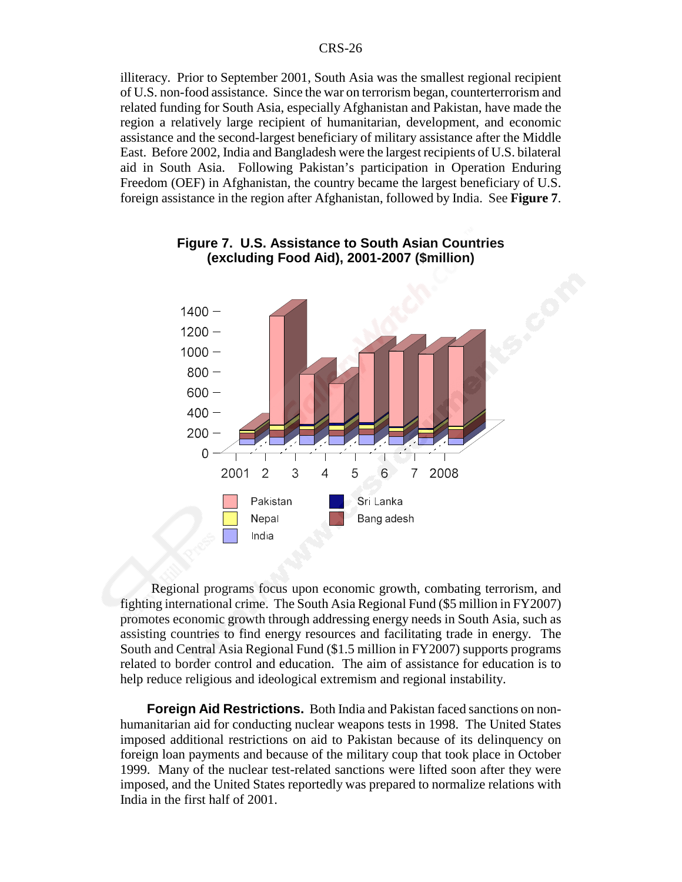illiteracy. Prior to September 2001, South Asia was the smallest regional recipient of U.S. non-food assistance. Since the war on terrorism began, counterterrorism and related funding for South Asia, especially Afghanistan and Pakistan, have made the region a relatively large recipient of humanitarian, development, and economic assistance and the second-largest beneficiary of military assistance after the Middle East. Before 2002, India and Bangladesh were the largest recipients of U.S. bilateral aid in South Asia. Following Pakistan's participation in Operation Enduring Freedom (OEF) in Afghanistan, the country became the largest beneficiary of U.S. foreign assistance in the region after Afghanistan, followed by India. See **Figure 7**.

**Figure 7. U.S. Assistance to South Asian Countries (excluding Food Aid), 2001-2007 ($million)**

Regional programs focus upon economic growth, combating terrorism, and fighting international crime. The South Asia Regional Fund ($5 million in FY2007) promotes economic growth through addressing energy needs in South Asia, such as assisting countries to find energy resources and facilitating trade in energy. The South and Central Asia Regional Fund ($1.5 million in FY2007) supports programs related to border control and education. The aim of assistance for education is to help reduce religious and ideological extremism and regional instability.

**Foreign Aid Restrictions.** Both India and Pakistan faced sanctions on non-humanitarian aid for conducting nuclear weapons tests in 1998. The United States imposed additional restrictions on aid to Pakistan because of its delinquency on foreign loan payments and because of the military coup that took place in October 1999. Many of the nuclear test-related sanctions were lifted soon after they were imposed, and the United States reportedly was prepared to normalize relations with India in the first half of 2001.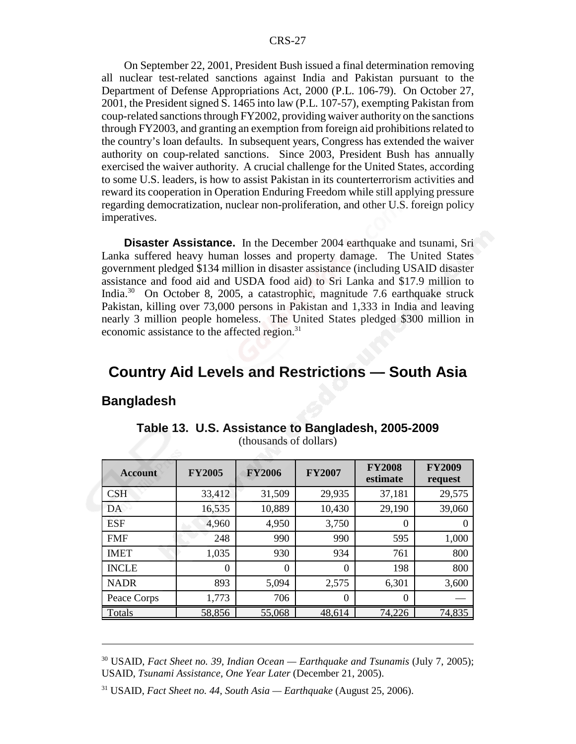On September 22, 2001, President Bush issued a final determination removing all nuclear test-related sanctions against India and Pakistan pursuant to the Department of Defense Appropriations Act, 2000 (P.L. 106-79). On October 27, 2001, the President signed S. 1465 into law (P.L. 107-57), exempting Pakistan from coup-related sanctions through FY2002, providing waiver authority on the sanctions through FY2003, and granting an exemption from foreign aid prohibitions related to the country's loan defaults. In subsequent years, Congress has extended the waiver authority on coup-related sanctions. Since 2003, President Bush has annually exercised the waiver authority. A crucial challenge for the United States, according to some U.S. leaders, is how to assist Pakistan in its counterterrorism activities and reward its cooperation in Operation Enduring Freedom while still applying pressure regarding democratization, nuclear non-proliferation, and other U.S. foreign policy imperatives.

**Disaster Assistance.** In the December 2004 earthquake and tsunami, Sri Lanka suffered heavy human losses and property damage. The United States government pledged $134 million in disaster assistance (including USAID disaster assistance and food aid and USDA food aid) to Sri Lanka and $17.9 million to India.[30] On October 8, 2005, a catastrophic, magnitude 7.6 earthquake struck Pakistan, killing over 73,000 persons in Pakistan and 1,333 in India and leaving nearly 3 million people homeless. The United States pledged $300 million in economic assistance to the affected region.[31]

## Country Aid Levels and Restrictions — South Asia

### Bangladesh

**Table 13. U.S. Assistance to Bangladesh, 2005-2009**
(thousands of dollars)

| Account | FY2005 | FY2006 | FY2007 | FY2008 estimate | FY2009 request |
|---|---|---|---|---|---|
| CSH | 33,412 | 31,509 | 29,935 | 37,181 | 29,575 |
| DA | 16,535 | 10,889 | 10,430 | 29,190 | 39,060 |
| ESF | 4,960 | 4,950 | 3,750 | 0 | 0 |
| FMF | 248 | 990 | 990 | 595 | 1,000 |
| IMET | 1,035 | 930 | 934 | 761 | 800 |
| INCLE | 0 | 0 | 0 | 198 | 800 |
| NADR | 893 | 5,094 | 2,575 | 6,301 | 3,600 |
| Peace Corps | 1,773 | 706 | 0 | 0 | — |
| Totals | 58,856 | 55,068 | 48,614 | 74,226 | 74,835 |

---

[30] USAID, *Fact Sheet no. 39, Indian Ocean — Earthquake and Tsunamis* (July 7, 2005); USAID, *Tsunami Assistance, One Year Later* (December 21, 2005).

[31] USAID, *Fact Sheet no. 44, South Asia — Earthquake* (August 25, 2006).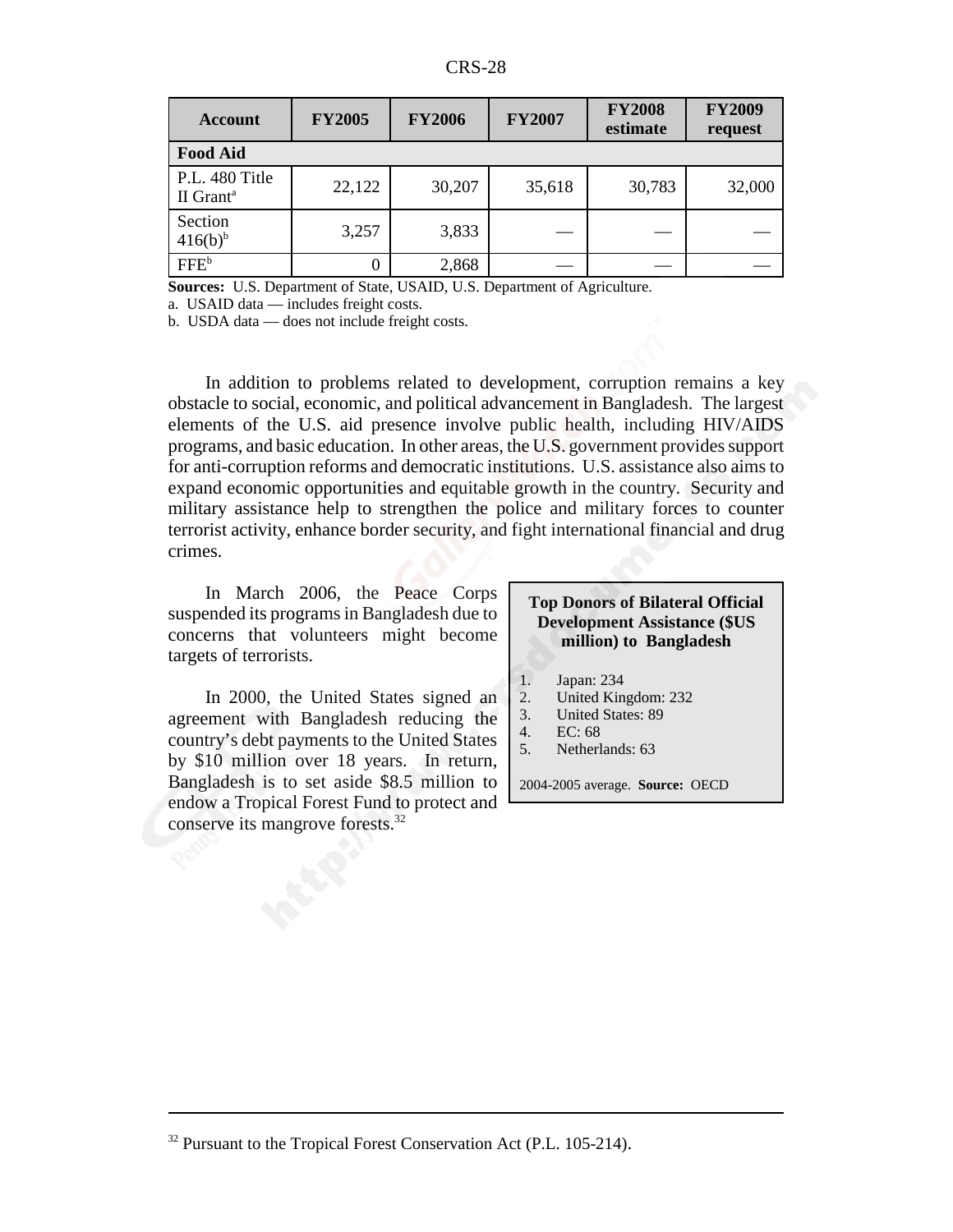| Account | FY2005 | FY2006 | FY2007 | FY2008 estimate | FY2009 request |
|---|---|---|---|---|---|
| **Food Aid** | | | | | |
| P.L. 480 Title II Grant[a] | 22,122 | 30,207 | 35,618 | 30,783 | 32,000 |
| Section 416(b)[b] | 3,257 | 3,833 | — | — | — |
| FFE[b] | 0 | 2,868 | — | — | — |

**Sources:** U.S. Department of State, USAID, U.S. Department of Agriculture.

a. USAID data — includes freight costs.

b. USDA data — does not include freight costs.

In addition to problems related to development, corruption remains a key obstacle to social, economic, and political advancement in Bangladesh. The largest elements of the U.S. aid presence involve public health, including HIV/AIDS programs, and basic education. In other areas, the U.S. government provides support for anti-corruption reforms and democratic institutions. U.S. assistance also aims to expand economic opportunities and equitable growth in the country. Security and military assistance help to strengthen the police and military forces to counter terrorist activity, enhance border security, and fight international financial and drug crimes.

In March 2006, the Peace Corps suspended its programs in Bangladesh due to concerns that volunteers might become targets of terrorists.

In 2000, the United States signed an agreement with Bangladesh reducing the country's debt payments to the United States by $10 million over 18 years. In return, Bangladesh is to set aside $8.5 million to endow a Tropical Forest Fund to protect and conserve its mangrove forests.[32]

**Top Donors of Bilateral Official Development Assistance ($US million) to Bangladesh**

1. Japan: 234
2. United Kingdom: 232
3. United States: 89
4. EC: 68
5. Netherlands: 63

2004-2005 average. **Source:** OECD

[32] Pursuant to the Tropical Forest Conservation Act (P.L. 105-214).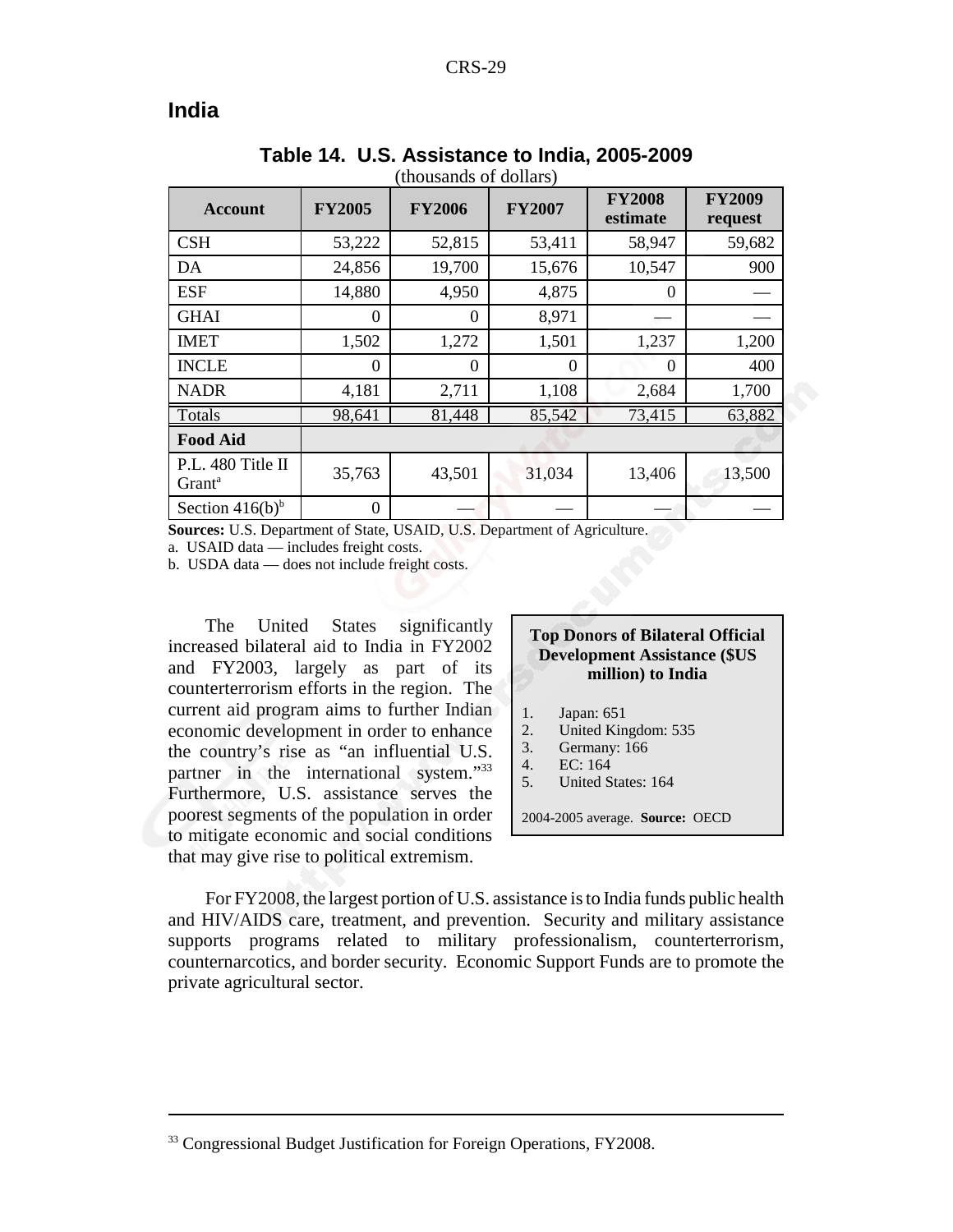## India

**Table 14. U.S. Assistance to India, 2005-2009**

(thousands of dollars)

| Account | FY2005 | FY2006 | FY2007 | FY2008 estimate | FY2009 request |
|---|---|---|---|---|---|
| CSH | 53,222 | 52,815 | 53,411 | 58,947 | 59,682 |
| DA | 24,856 | 19,700 | 15,676 | 10,547 | 900 |
| ESF | 14,880 | 4,950 | 4,875 | 0 | — |
| GHAI | 0 | 0 | 8,971 | — | — |
| IMET | 1,502 | 1,272 | 1,501 | 1,237 | 1,200 |
| INCLE | 0 | 0 | 0 | 0 | 400 |
| NADR | 4,181 | 2,711 | 1,108 | 2,684 | 1,700 |
| Totals | 98,641 | 81,448 | 85,542 | 73,415 | 63,882 |
| **Food Aid** | | | | | |
| P.L. 480 Title II Grant[a] | 35,763 | 43,501 | 31,034 | 13,406 | 13,500 |
| Section 416(b)[b] | 0 | — | — | — | — |

**Sources:** U.S. Department of State, USAID, U.S. Department of Agriculture.

a. USAID data — includes freight costs.

b. USDA data — does not include freight costs.

The United States significantly increased bilateral aid to India in FY2002 and FY2003, largely as part of its counterterrorism efforts in the region. The current aid program aims to further Indian economic development in order to enhance the country's rise as "an influential U.S. partner in the international system."[33] Furthermore, U.S. assistance serves the poorest segments of the population in order to mitigate economic and social conditions that may give rise to political extremism.

**Top Donors of Bilateral Official Development Assistance ($US million) to India**

1. Japan: 651
2. United Kingdom: 535
3. Germany: 166
4. EC: 164
5. United States: 164

2004-2005 average. **Source:** OECD

For FY2008, the largest portion of U.S. assistance is to India funds public health and HIV/AIDS care, treatment, and prevention. Security and military assistance supports programs related to military professionalism, counterterrorism, counternarcotics, and border security. Economic Support Funds are to promote the private agricultural sector.

---

[33] Congressional Budget Justification for Foreign Operations, FY2008.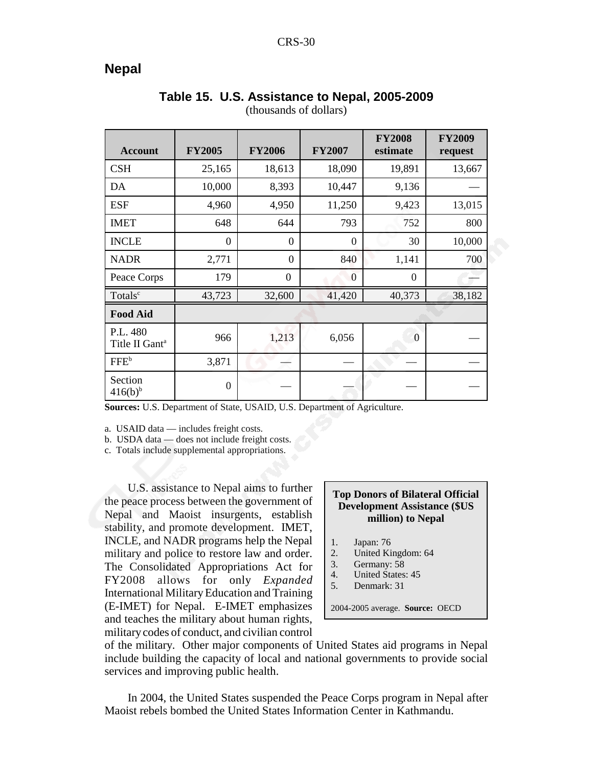## Nepal

**Table 15. U.S. Assistance to Nepal, 2005-2009**
(thousands of dollars)

| Account | FY2005 | FY2006 | FY2007 | FY2008 estimate | FY2009 request |
|---|---|---|---|---|---|
| CSH | 25,165 | 18,613 | 18,090 | 19,891 | 13,667 |
| DA | 10,000 | 8,393 | 10,447 | 9,136 | — |
| ESF | 4,960 | 4,950 | 11,250 | 9,423 | 13,015 |
| IMET | 648 | 644 | 793 | 752 | 800 |
| INCLE | 0 | 0 | 0 | 30 | 10,000 |
| NADR | 2,771 | 0 | 840 | 1,141 | 700 |
| Peace Corps | 179 | 0 | 0 | 0 | — |
| Totals[c] | 43,723 | 32,600 | 41,420 | 40,373 | 38,182 |
| **Food Aid** | | | | | |
| P.L. 480 Title II Gant[a] | 966 | 1,213 | 6,056 | 0 | — |
| FFE[b] | 3,871 | — | — | — | — |
| Section 416(b)[b] | 0 | — | — | — | — |

**Sources:** U.S. Department of State, USAID, U.S. Department of Agriculture.

a. USAID data — includes freight costs.
b. USDA data — does not include freight costs.
c. Totals include supplemental appropriations.

**Top Donors of Bilateral Official Development Assistance ($US million) to Nepal**

1. Japan: 76
2. United Kingdom: 64
3. Germany: 58
4. United States: 45
5. Denmark: 31

2004-2005 average. **Source:** OECD

U.S. assistance to Nepal aims to further the peace process between the government of Nepal and Maoist insurgents, establish stability, and promote development. IMET, INCLE, and NADR programs help the Nepal military and police to restore law and order. The Consolidated Appropriations Act for FY2008 allows for only *Expanded* International Military Education and Training (E-IMET) for Nepal. E-IMET emphasizes and teaches the military about human rights, military codes of conduct, and civilian control of the military. Other major components of United States aid programs in Nepal include building the capacity of local and national governments to provide social services and improving public health.

In 2004, the United States suspended the Peace Corps program in Nepal after Maoist rebels bombed the United States Information Center in Kathmandu.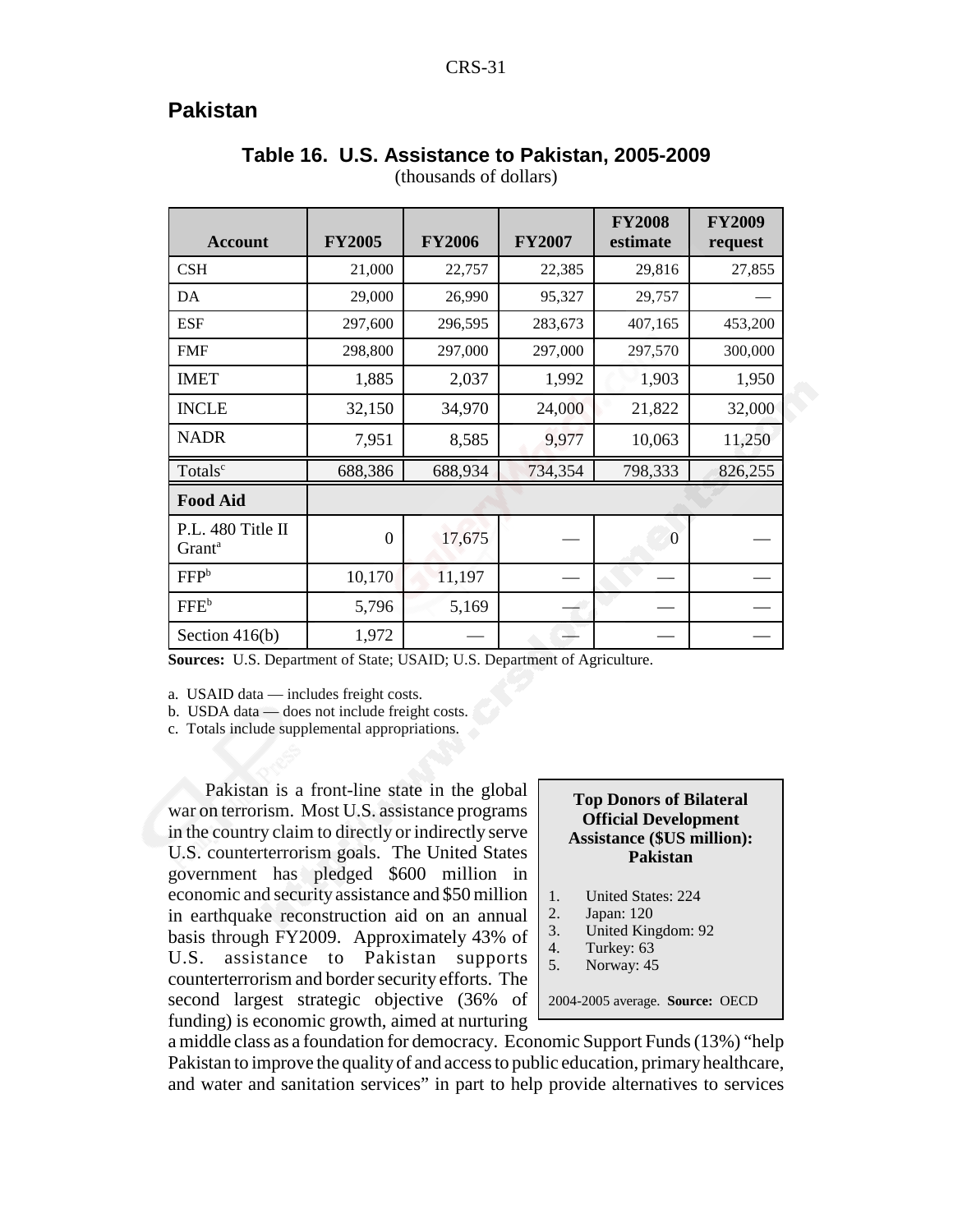## Pakistan

**Table 16. U.S. Assistance to Pakistan, 2005-2009**
(thousands of dollars)

| Account | FY2005 | FY2006 | FY2007 | FY2008 estimate | FY2009 request |
|---|---|---|---|---|---|
| CSH | 21,000 | 22,757 | 22,385 | 29,816 | 27,855 |
| DA | 29,000 | 26,990 | 95,327 | 29,757 | — |
| ESF | 297,600 | 296,595 | 283,673 | 407,165 | 453,200 |
| FMF | 298,800 | 297,000 | 297,000 | 297,570 | 300,000 |
| IMET | 1,885 | 2,037 | 1,992 | 1,903 | 1,950 |
| INCLE | 32,150 | 34,970 | 24,000 | 21,822 | 32,000 |
| NADR | 7,951 | 8,585 | 9,977 | 10,063 | 11,250 |
| Totals[c] | 688,386 | 688,934 | 734,354 | 798,333 | 826,255 |
| **Food Aid** | | | | | |
| P.L. 480 Title II Grant[a] | 0 | 17,675 | — | 0 | — |
| FFP[b] | 10,170 | 11,197 | — | — | — |
| FFE[b] | 5,796 | 5,169 | — | — | — |
| Section 416(b) | 1,972 | — | — | — | — |

**Sources:** U.S. Department of State; USAID; U.S. Department of Agriculture.

a. USAID data — includes freight costs.
b. USDA data — does not include freight costs.
c. Totals include supplemental appropriations.

**Top Donors of Bilateral Official Development Assistance ($US million): Pakistan**

1. United States: 224
2. Japan: 120
3. United Kingdom: 92
4. Turkey: 63
5. Norway: 45

2004-2005 average. **Source:** OECD

Pakistan is a front-line state in the global war on terrorism. Most U.S. assistance programs in the country claim to directly or indirectly serve U.S. counterterrorism goals. The United States government has pledged $600 million in economic and security assistance and $50 million in earthquake reconstruction aid on an annual basis through FY2009. Approximately 43% of U.S. assistance to Pakistan supports counterterrorism and border security efforts. The second largest strategic objective (36% of funding) is economic growth, aimed at nurturing a middle class as a foundation for democracy. Economic Support Funds (13%) "help Pakistan to improve the quality of and access to public education, primary healthcare, and water and sanitation services" in part to help provide alternatives to services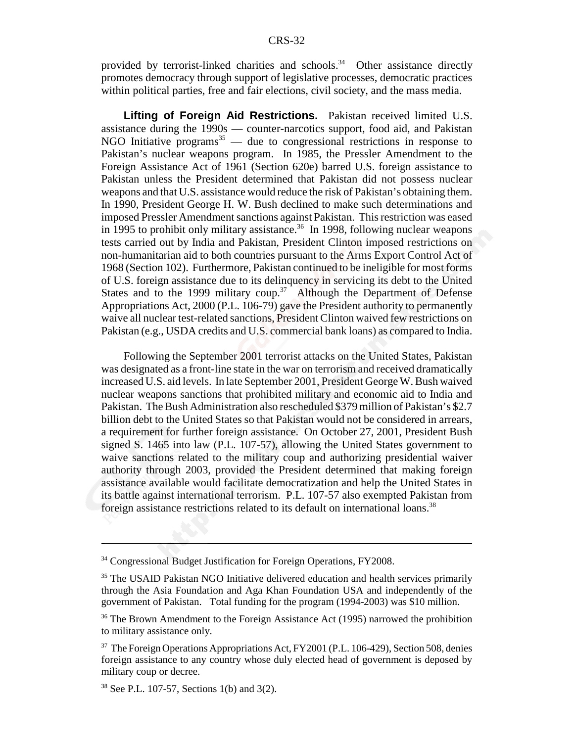provided by terrorist-linked charities and schools.[34] Other assistance directly promotes democracy through support of legislative processes, democratic practices within political parties, free and fair elections, civil society, and the mass media.

**Lifting of Foreign Aid Restrictions.** Pakistan received limited U.S. assistance during the 1990s — counter-narcotics support, food aid, and Pakistan NGO Initiative programs[35] — due to congressional restrictions in response to Pakistan's nuclear weapons program. In 1985, the Pressler Amendment to the Foreign Assistance Act of 1961 (Section 620e) barred U.S. foreign assistance to Pakistan unless the President determined that Pakistan did not possess nuclear weapons and that U.S. assistance would reduce the risk of Pakistan's obtaining them. In 1990, President George H. W. Bush declined to make such determinations and imposed Pressler Amendment sanctions against Pakistan. This restriction was eased in 1995 to prohibit only military assistance.[36] In 1998, following nuclear weapons tests carried out by India and Pakistan, President Clinton imposed restrictions on non-humanitarian aid to both countries pursuant to the Arms Export Control Act of 1968 (Section 102). Furthermore, Pakistan continued to be ineligible for most forms of U.S. foreign assistance due to its delinquency in servicing its debt to the United States and to the 1999 military coup.[37] Although the Department of Defense Appropriations Act, 2000 (P.L. 106-79) gave the President authority to permanently waive all nuclear test-related sanctions, President Clinton waived few restrictions on Pakistan (e.g., USDA credits and U.S. commercial bank loans) as compared to India.

Following the September 2001 terrorist attacks on the United States, Pakistan was designated as a front-line state in the war on terrorism and received dramatically increased U.S. aid levels. In late September 2001, President George W. Bush waived nuclear weapons sanctions that prohibited military and economic aid to India and Pakistan. The Bush Administration also rescheduled $379 million of Pakistan's $2.7 billion debt to the United States so that Pakistan would not be considered in arrears, a requirement for further foreign assistance. On October 27, 2001, President Bush signed S. 1465 into law (P.L. 107-57), allowing the United States government to waive sanctions related to the military coup and authorizing presidential waiver authority through 2003, provided the President determined that making foreign assistance available would facilitate democratization and help the United States in its battle against international terrorism. P.L. 107-57 also exempted Pakistan from foreign assistance restrictions related to its default on international loans.[38]

---

[34] Congressional Budget Justification for Foreign Operations, FY2008.

[35] The USAID Pakistan NGO Initiative delivered education and health services primarily through the Asia Foundation and Aga Khan Foundation USA and independently of the government of Pakistan. Total funding for the program (1994-2003) was $10 million.

[36] The Brown Amendment to the Foreign Assistance Act (1995) narrowed the prohibition to military assistance only.

[37] The Foreign Operations Appropriations Act, FY2001 (P.L. 106-429), Section 508, denies foreign assistance to any country whose duly elected head of government is deposed by military coup or decree.

[38] See P.L. 107-57, Sections 1(b) and 3(2).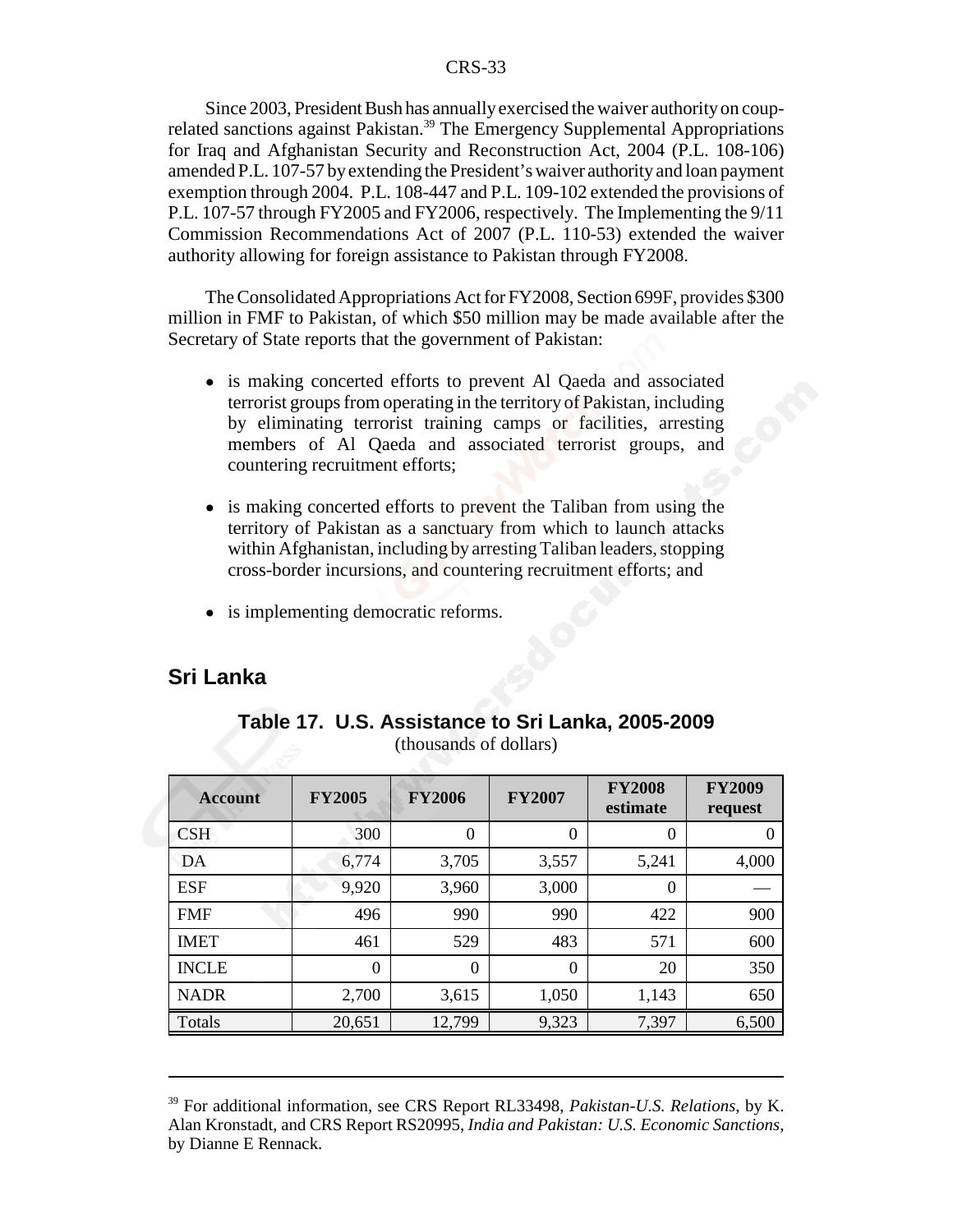Since 2003, President Bush has annually exercised the waiver authority on coup-related sanctions against Pakistan.[39] The Emergency Supplemental Appropriations for Iraq and Afghanistan Security and Reconstruction Act, 2004 (P.L. 108-106) amended P.L. 107-57 by extending the President's waiver authority and loan payment exemption through 2004. P.L. 108-447 and P.L. 109-102 extended the provisions of P.L. 107-57 through FY2005 and FY2006, respectively. The Implementing the 9/11 Commission Recommendations Act of 2007 (P.L. 110-53) extended the waiver authority allowing for foreign assistance to Pakistan through FY2008.

The Consolidated Appropriations Act for FY2008, Section 699F, provides $300 million in FMF to Pakistan, of which $50 million may be made available after the Secretary of State reports that the government of Pakistan:

- is making concerted efforts to prevent Al Qaeda and associated terrorist groups from operating in the territory of Pakistan, including by eliminating terrorist training camps or facilities, arresting members of Al Qaeda and associated terrorist groups, and countering recruitment efforts;
- is making concerted efforts to prevent the Taliban from using the territory of Pakistan as a sanctuary from which to launch attacks within Afghanistan, including by arresting Taliban leaders, stopping cross-border incursions, and countering recruitment efforts; and
- is implementing democratic reforms.

## Sri Lanka

**Table 17. U.S. Assistance to Sri Lanka, 2005-2009**
(thousands of dollars)

| Account | FY2005 | FY2006 | FY2007 | FY2008 estimate | FY2009 request |
|---|---|---|---|---|---|
| CSH | 300 | 0 | 0 | 0 | 0 |
| DA | 6,774 | 3,705 | 3,557 | 5,241 | 4,000 |
| ESF | 9,920 | 3,960 | 3,000 | 0 | — |
| FMF | 496 | 990 | 990 | 422 | 900 |
| IMET | 461 | 529 | 483 | 571 | 600 |
| INCLE | 0 | 0 | 0 | 20 | 350 |
| NADR | 2,700 | 3,615 | 1,050 | 1,143 | 650 |
| Totals | 20,651 | 12,799 | 9,323 | 7,397 | 6,500 |

---

[39] For additional information, see CRS Report RL33498, *Pakistan-U.S. Relations*, by K. Alan Kronstadt, and CRS Report RS20995, *India and Pakistan: U.S. Economic Sanctions*, by Dianne E Rennack.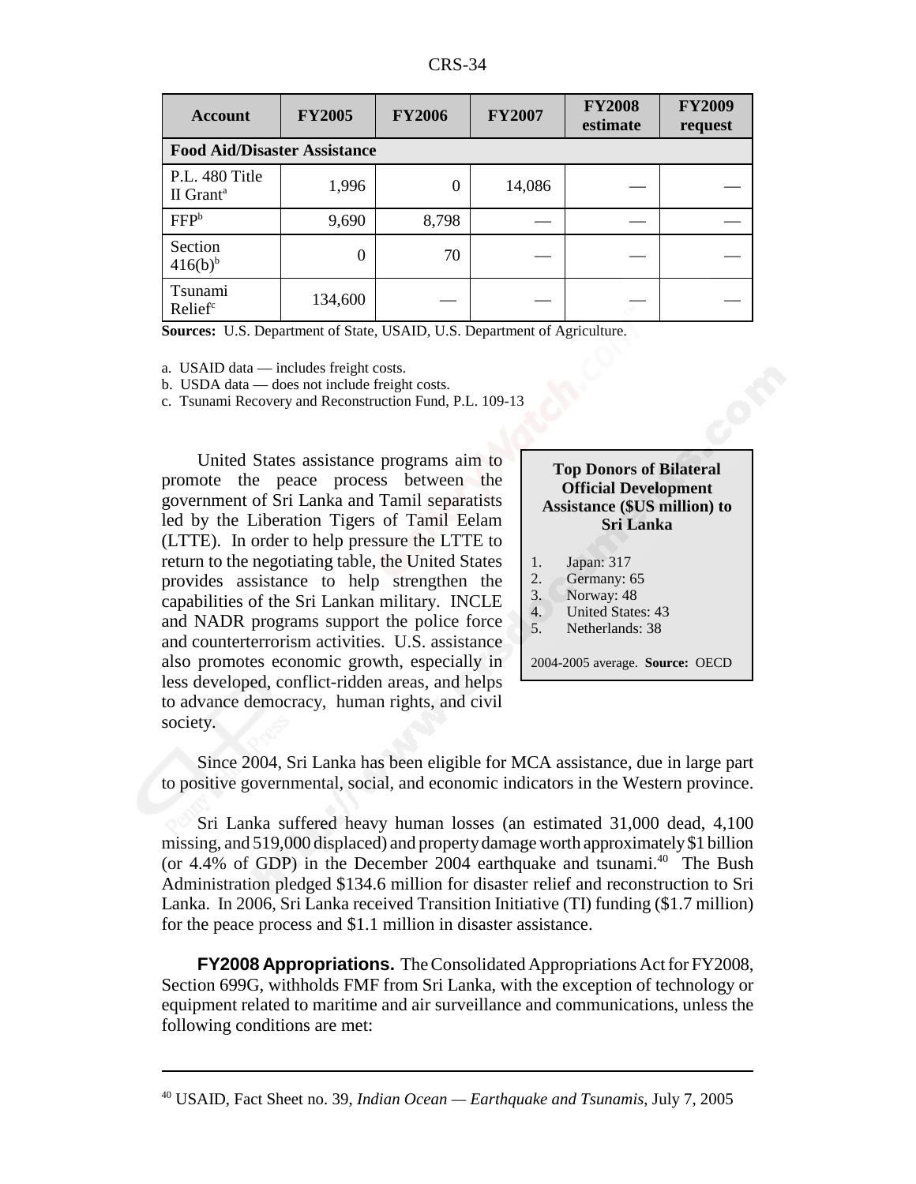| Account | FY2005 | FY2006 | FY2007 | FY2008 estimate | FY2009 request |
|---|---|---|---|---|---|
| **Food Aid/Disaster Assistance** | | | | | |
| P.L. 480 Title II Grant[a] | 1,996 | 0 | 14,086 | — | — |
| FFP[b] | 9,690 | 8,798 | — | — | — |
| Section 416(b)[b] | 0 | 70 | — | — | — |
| Tsunami Relief[c] | 134,600 | — | — | — | — |

**Sources:** U.S. Department of State, USAID, U.S. Department of Agriculture.

a. USAID data — includes freight costs.
b. USDA data — does not include freight costs.
c. Tsunami Recovery and Reconstruction Fund, P.L. 109-13

United States assistance programs aim to promote the peace process between the government of Sri Lanka and Tamil separatists led by the Liberation Tigers of Tamil Eelam (LTTE). In order to help pressure the LTTE to return to the negotiating table, the United States provides assistance to help strengthen the capabilities of the Sri Lankan military. INCLE and NADR programs support the police force and counterterrorism activities. U.S. assistance also promotes economic growth, especially in less developed, conflict-ridden areas, and helps to advance democracy, human rights, and civil society.

**Top Donors of Bilateral Official Development Assistance ($US million) to Sri Lanka**

1. Japan: 317
2. Germany: 65
3. Norway: 48
4. United States: 43
5. Netherlands: 38

2004-2005 average. **Source:** OECD

Since 2004, Sri Lanka has been eligible for MCA assistance, due in large part to positive governmental, social, and economic indicators in the Western province.

Sri Lanka suffered heavy human losses (an estimated 31,000 dead, 4,100 missing, and 519,000 displaced) and property damage worth approximately $1 billion (or 4.4% of GDP) in the December 2004 earthquake and tsunami.[40] The Bush Administration pledged $134.6 million for disaster relief and reconstruction to Sri Lanka. In 2006, Sri Lanka received Transition Initiative (TI) funding ($1.7 million) for the peace process and $1.1 million in disaster assistance.

**FY2008 Appropriations.** The Consolidated Appropriations Act for FY2008, Section 699G, withholds FMF from Sri Lanka, with the exception of technology or equipment related to maritime and air surveillance and communications, unless the following conditions are met:

[40] USAID, Fact Sheet no. 39, *Indian Ocean — Earthquake and Tsunamis*, July 7, 2005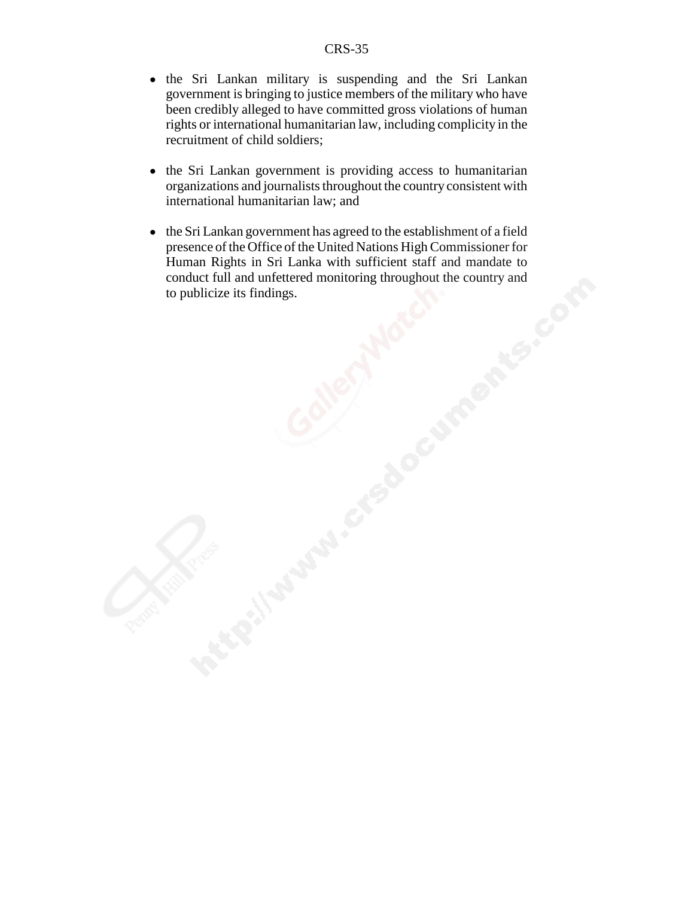- the Sri Lankan military is suspending and the Sri Lankan government is bringing to justice members of the military who have been credibly alleged to have committed gross violations of human rights or international humanitarian law, including complicity in the recruitment of child soldiers;

- the Sri Lankan government is providing access to humanitarian organizations and journalists throughout the country consistent with international humanitarian law; and

- the Sri Lankan government has agreed to the establishment of a field presence of the Office of the United Nations High Commissioner for Human Rights in Sri Lanka with sufficient staff and mandate to conduct full and unfettered monitoring throughout the country and to publicize its findings.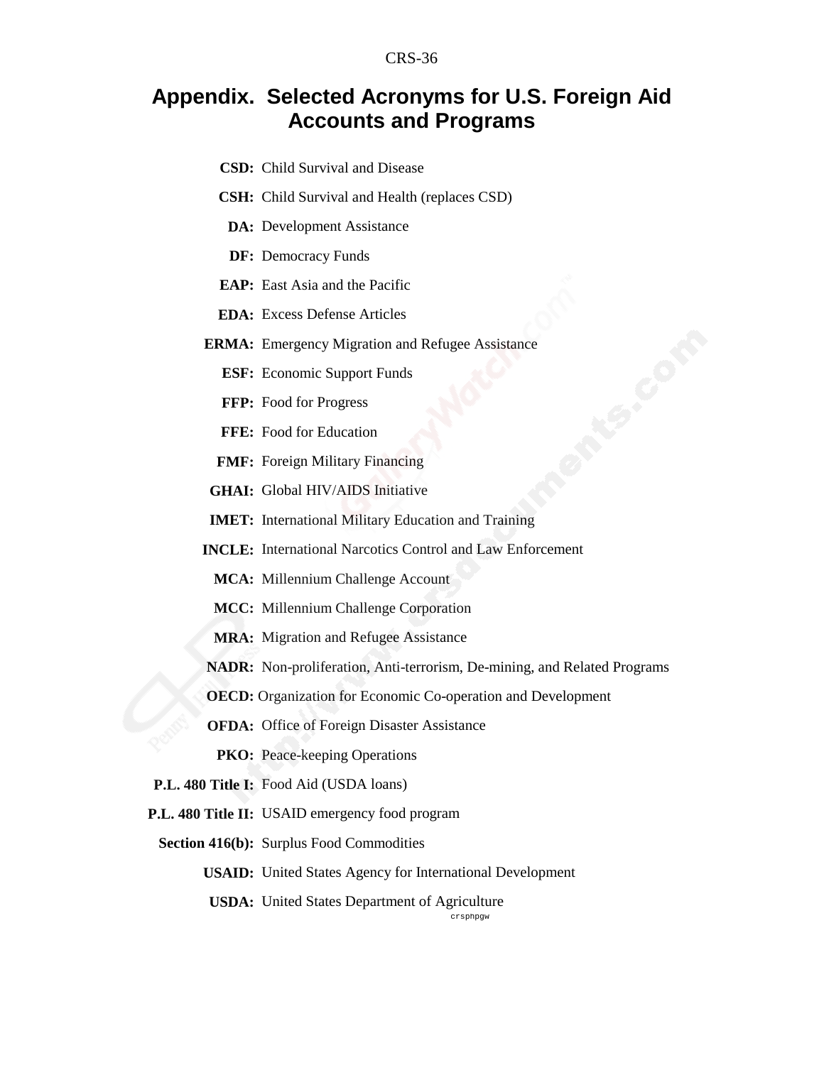# Appendix. Selected Acronyms for U.S. Foreign Aid Accounts and Programs

**CSD:** Child Survival and Disease

**CSH:** Child Survival and Health (replaces CSD)

**DA:** Development Assistance

**DF:** Democracy Funds

**EAP:** East Asia and the Pacific

**EDA:** Excess Defense Articles

**ERMA:** Emergency Migration and Refugee Assistance

**ESF:** Economic Support Funds

**FFP:** Food for Progress

**FFE:** Food for Education

**FMF:** Foreign Military Financing

**GHAI:** Global HIV/AIDS Initiative

**IMET:** International Military Education and Training

**INCLE:** International Narcotics Control and Law Enforcement

**MCA:** Millennium Challenge Account

**MCC:** Millennium Challenge Corporation

**MRA:** Migration and Refugee Assistance

**NADR:** Non-proliferation, Anti-terrorism, De-mining, and Related Programs

**OECD:** Organization for Economic Co-operation and Development

**OFDA:** Office of Foreign Disaster Assistance

**PKO:** Peace-keeping Operations

**P.L. 480 Title I:** Food Aid (USDA loans)

**P.L. 480 Title II:** USAID emergency food program

**Section 416(b):** Surplus Food Commodities

**USAID:** United States Agency for International Development

**USDA:** United States Department of Agriculture